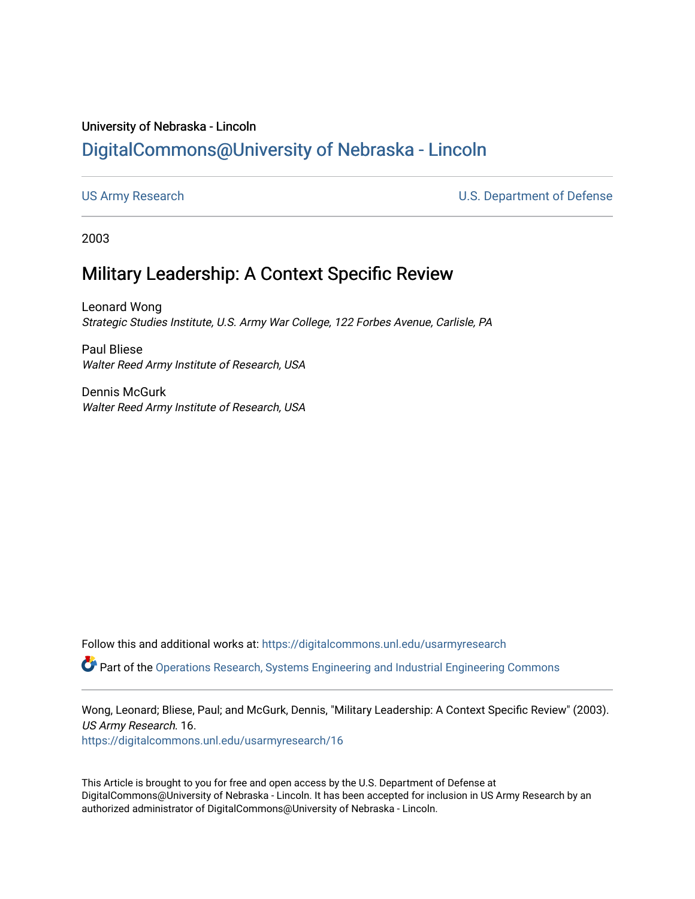University of Nebraska - Lincoln

DigitalCommons@University of Nebraska - Lincoln

US Army Research | U.S. Department of Defense

2003

# Military Leadership: A Context Specific Review

Leonard Wong
*Strategic Studies Institute, U.S. Army War College, 122 Forbes Avenue, Carlisle, PA*

Paul Bliese
*Walter Reed Army Institute of Research, USA*

Dennis McGurk
*Walter Reed Army Institute of Research, USA*

Follow this and additional works at: https://digitalcommons.unl.edu/usarmyresearch

Part of the Operations Research, Systems Engineering and Industrial Engineering Commons

Wong, Leonard; Bliese, Paul; and McGurk, Dennis, "Military Leadership: A Context Specific Review" (2003). *US Army Research*. 16.
https://digitalcommons.unl.edu/usarmyresearch/16

This Article is brought to you for free and open access by the U.S. Department of Defense at DigitalCommons@University of Nebraska - Lincoln. It has been accepted for inclusion in US Army Research by an authorized administrator of DigitalCommons@University of Nebraska - Lincoln.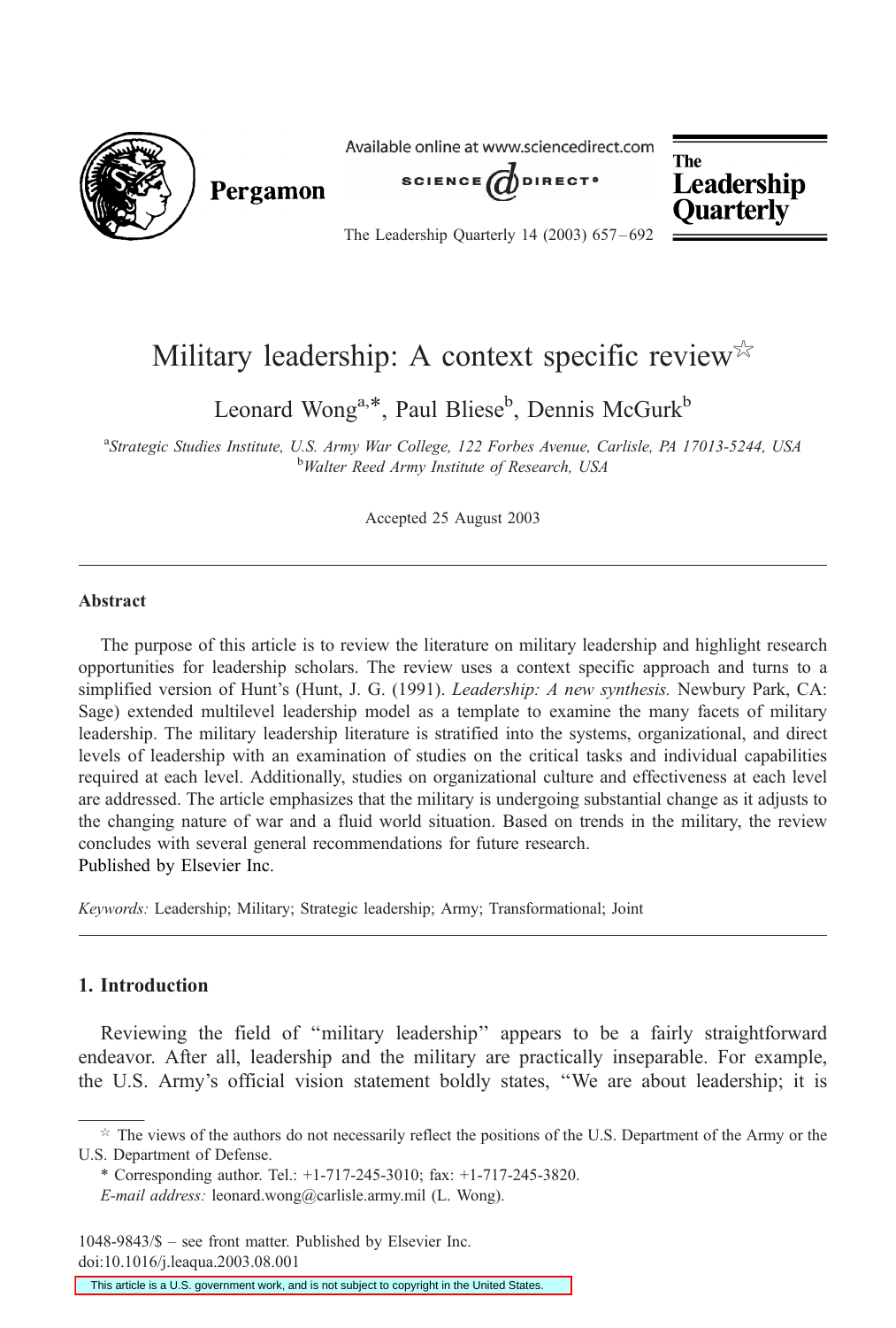# Military leadership: A context specific review☆

Leonard Wong[a,*], Paul Bliese[b], Dennis McGurk[b]

[a]*Strategic Studies Institute, U.S. Army War College, 122 Forbes Avenue, Carlisle, PA 17013-5244, USA*
[b]*Walter Reed Army Institute of Research, USA*

Accepted 25 August 2003

## Abstract

The purpose of this article is to review the literature on military leadership and highlight research opportunities for leadership scholars. The review uses a context specific approach and turns to a simplified version of Hunt's (Hunt, J. G. (1991). *Leadership: A new synthesis.* Newbury Park, CA: Sage) extended multilevel leadership model as a template to examine the many facets of military leadership. The military leadership literature is stratified into the systems, organizational, and direct levels of leadership with an examination of studies on the critical tasks and individual capabilities required at each level. Additionally, studies on organizational culture and effectiveness at each level are addressed. The article emphasizes that the military is undergoing substantial change as it adjusts to the changing nature of war and a fluid world situation. Based on trends in the military, the review concludes with several general recommendations for future research.

Published by Elsevier Inc.

*Keywords:* Leadership; Military; Strategic leadership; Army; Transformational; Joint

## 1. Introduction

Reviewing the field of "military leadership" appears to be a fairly straightforward endeavor. After all, leadership and the military are practically inseparable. For example, the U.S. Army's official vision statement boldly states, "We are about leadership; it is

---

☆ The views of the authors do not necessarily reflect the positions of the U.S. Department of the Army or the U.S. Department of Defense.

\* Corresponding author. Tel.: +1-717-245-3010; fax: +1-717-245-3820.

*E-mail address:* leonard.wong@carlisle.army.mil (L. Wong).

1048-9843/$ – see front matter. Published by Elsevier Inc.
doi:10.1016/j.leaqua.2003.08.001

This article is a U.S. government work, and is not subject to copyright in the United States.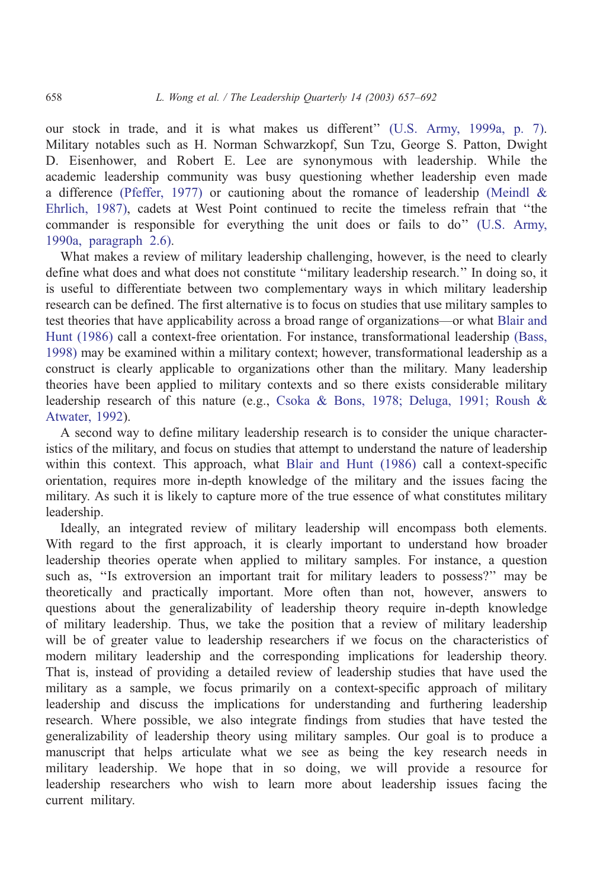our stock in trade, and it is what makes us different'' (U.S. Army, 1999a, p. 7). Military notables such as H. Norman Schwarzkopf, Sun Tzu, George S. Patton, Dwight D. Eisenhower, and Robert E. Lee are synonymous with leadership. While the academic leadership community was busy questioning whether leadership even made a difference (Pfeffer, 1977) or cautioning about the romance of leadership (Meindl & Ehrlich, 1987), cadets at West Point continued to recite the timeless refrain that ''the commander is responsible for everything the unit does or fails to do'' (U.S. Army, 1990a, paragraph 2.6).

What makes a review of military leadership challenging, however, is the need to clearly define what does and what does not constitute ''military leadership research.'' In doing so, it is useful to differentiate between two complementary ways in which military leadership research can be defined. The first alternative is to focus on studies that use military samples to test theories that have applicability across a broad range of organizations—or what Blair and Hunt (1986) call a context-free orientation. For instance, transformational leadership (Bass, 1998) may be examined within a military context; however, transformational leadership as a construct is clearly applicable to organizations other than the military. Many leadership theories have been applied to military contexts and so there exists considerable military leadership research of this nature (e.g., Csoka & Bons, 1978; Deluga, 1991; Roush & Atwater, 1992).

A second way to define military leadership research is to consider the unique characteristics of the military, and focus on studies that attempt to understand the nature of leadership within this context. This approach, what Blair and Hunt (1986) call a context-specific orientation, requires more in-depth knowledge of the military and the issues facing the military. As such it is likely to capture more of the true essence of what constitutes military leadership.

Ideally, an integrated review of military leadership will encompass both elements. With regard to the first approach, it is clearly important to understand how broader leadership theories operate when applied to military samples. For instance, a question such as, ''Is extroversion an important trait for military leaders to possess?'' may be theoretically and practically important. More often than not, however, answers to questions about the generalizability of leadership theory require in-depth knowledge of military leadership. Thus, we take the position that a review of military leadership will be of greater value to leadership researchers if we focus on the characteristics of modern military leadership and the corresponding implications for leadership theory. That is, instead of providing a detailed review of leadership studies that have used the military as a sample, we focus primarily on a context-specific approach of military leadership and discuss the implications for understanding and furthering leadership research. Where possible, we also integrate findings from studies that have tested the generalizability of leadership theory using military samples. Our goal is to produce a manuscript that helps articulate what we see as being the key research needs in military leadership. We hope that in so doing, we will provide a resource for leadership researchers who wish to learn more about leadership issues facing the current military.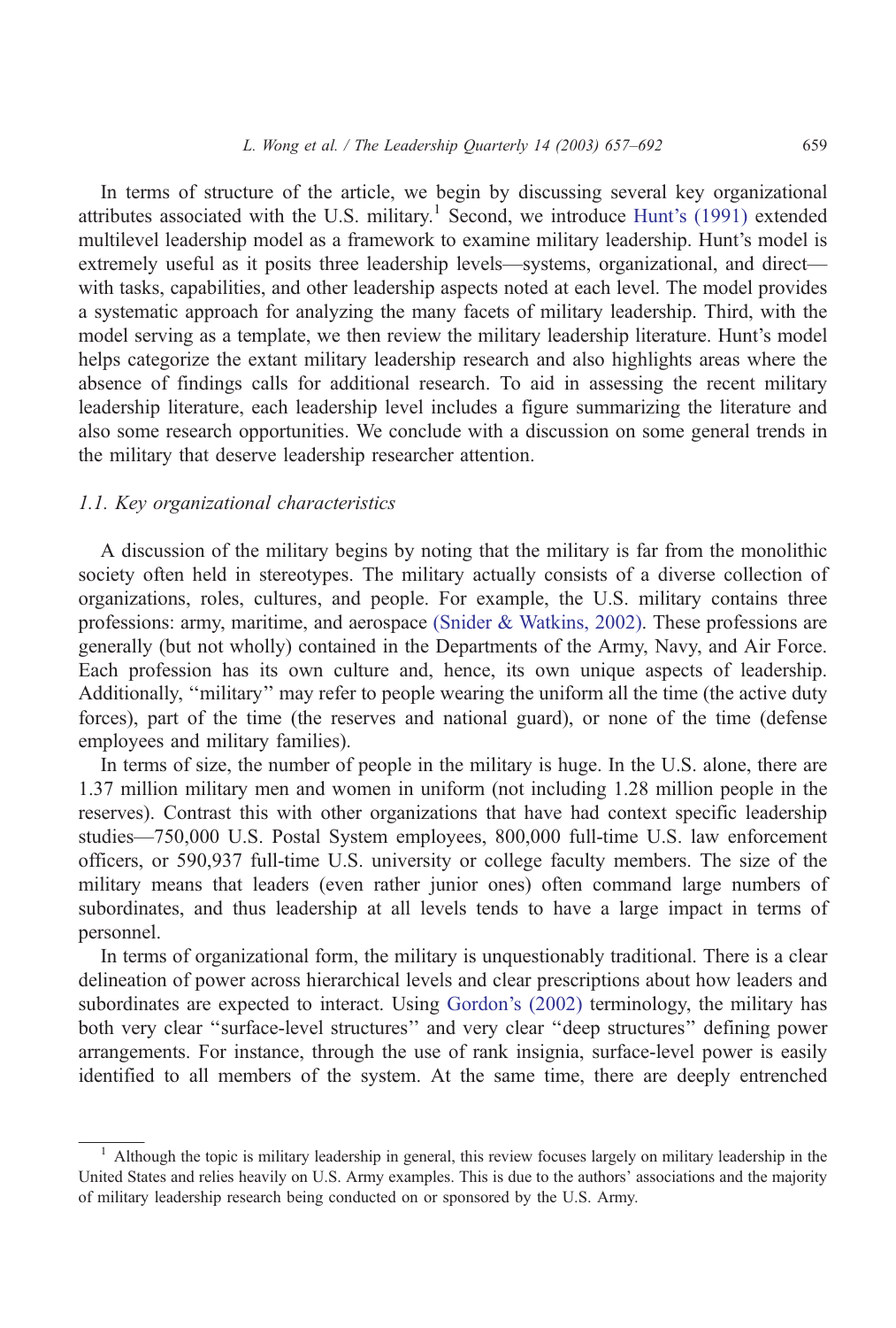In terms of structure of the article, we begin by discussing several key organizational attributes associated with the U.S. military.[1] Second, we introduce Hunt's (1991) extended multilevel leadership model as a framework to examine military leadership. Hunt's model is extremely useful as it posits three leadership levels—systems, organizational, and direct—with tasks, capabilities, and other leadership aspects noted at each level. The model provides a systematic approach for analyzing the many facets of military leadership. Third, with the model serving as a template, we then review the military leadership literature. Hunt's model helps categorize the extant military leadership research and also highlights areas where the absence of findings calls for additional research. To aid in assessing the recent military leadership literature, each leadership level includes a figure summarizing the literature and also some research opportunities. We conclude with a discussion on some general trends in the military that deserve leadership researcher attention.

### *1.1. Key organizational characteristics*

A discussion of the military begins by noting that the military is far from the monolithic society often held in stereotypes. The military actually consists of a diverse collection of organizations, roles, cultures, and people. For example, the U.S. military contains three professions: army, maritime, and aerospace (Snider & Watkins, 2002). These professions are generally (but not wholly) contained in the Departments of the Army, Navy, and Air Force. Each profession has its own culture and, hence, its own unique aspects of leadership. Additionally, ''military'' may refer to people wearing the uniform all the time (the active duty forces), part of the time (the reserves and national guard), or none of the time (defense employees and military families).

In terms of size, the number of people in the military is huge. In the U.S. alone, there are 1.37 million military men and women in uniform (not including 1.28 million people in the reserves). Contrast this with other organizations that have had context specific leadership studies—750,000 U.S. Postal System employees, 800,000 full-time U.S. law enforcement officers, or 590,937 full-time U.S. university or college faculty members. The size of the military means that leaders (even rather junior ones) often command large numbers of subordinates, and thus leadership at all levels tends to have a large impact in terms of personnel.

In terms of organizational form, the military is unquestionably traditional. There is a clear delineation of power across hierarchical levels and clear prescriptions about how leaders and subordinates are expected to interact. Using Gordon's (2002) terminology, the military has both very clear ''surface-level structures'' and very clear ''deep structures'' defining power arrangements. For instance, through the use of rank insignia, surface-level power is easily identified to all members of the system. At the same time, there are deeply entrenched

[1] Although the topic is military leadership in general, this review focuses largely on military leadership in the United States and relies heavily on U.S. Army examples. This is due to the authors' associations and the majority of military leadership research being conducted on or sponsored by the U.S. Army.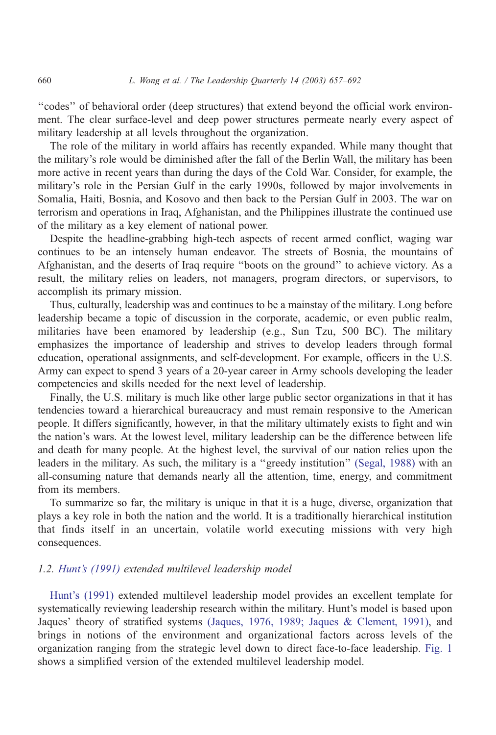"codes" of behavioral order (deep structures) that extend beyond the official work environment. The clear surface-level and deep power structures permeate nearly every aspect of military leadership at all levels throughout the organization.

The role of the military in world affairs has recently expanded. While many thought that the military's role would be diminished after the fall of the Berlin Wall, the military has been more active in recent years than during the days of the Cold War. Consider, for example, the military's role in the Persian Gulf in the early 1990s, followed by major involvements in Somalia, Haiti, Bosnia, and Kosovo and then back to the Persian Gulf in 2003. The war on terrorism and operations in Iraq, Afghanistan, and the Philippines illustrate the continued use of the military as a key element of national power.

Despite the headline-grabbing high-tech aspects of recent armed conflict, waging war continues to be an intensely human endeavor. The streets of Bosnia, the mountains of Afghanistan, and the deserts of Iraq require "boots on the ground" to achieve victory. As a result, the military relies on leaders, not managers, program directors, or supervisors, to accomplish its primary mission.

Thus, culturally, leadership was and continues to be a mainstay of the military. Long before leadership became a topic of discussion in the corporate, academic, or even public realm, militaries have been enamored by leadership (e.g., Sun Tzu, 500 BC). The military emphasizes the importance of leadership and strives to develop leaders through formal education, operational assignments, and self-development. For example, officers in the U.S. Army can expect to spend 3 years of a 20-year career in Army schools developing the leader competencies and skills needed for the next level of leadership.

Finally, the U.S. military is much like other large public sector organizations in that it has tendencies toward a hierarchical bureaucracy and must remain responsive to the American people. It differs significantly, however, in that the military ultimately exists to fight and win the nation's wars. At the lowest level, military leadership can be the difference between life and death for many people. At the highest level, the survival of our nation relies upon the leaders in the military. As such, the military is a "greedy institution" (Segal, 1988) with an all-consuming nature that demands nearly all the attention, time, energy, and commitment from its members.

To summarize so far, the military is unique in that it is a huge, diverse, organization that plays a key role in both the nation and the world. It is a traditionally hierarchical institution that finds itself in an uncertain, volatile world executing missions with very high consequences.

### *1.2. Hunt's (1991) extended multilevel leadership model*

Hunt's (1991) extended multilevel leadership model provides an excellent template for systematically reviewing leadership research within the military. Hunt's model is based upon Jaques' theory of stratified systems (Jaques, 1976, 1989; Jaques & Clement, 1991), and brings in notions of the environment and organizational factors across levels of the organization ranging from the strategic level down to direct face-to-face leadership. Fig. 1 shows a simplified version of the extended multilevel leadership model.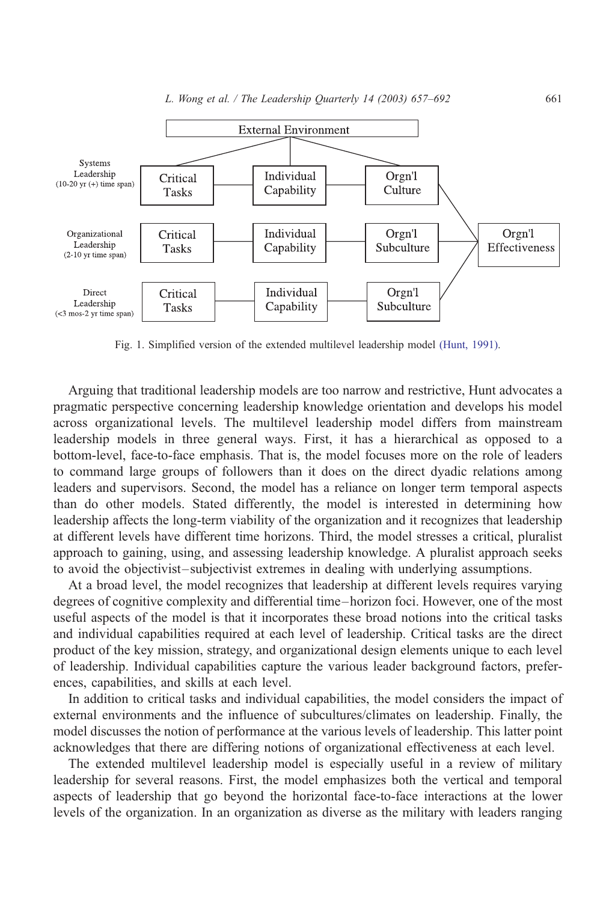Fig. 1. Simplified version of the extended multilevel leadership model (Hunt, 1991).

Arguing that traditional leadership models are too narrow and restrictive, Hunt advocates a pragmatic perspective concerning leadership knowledge orientation and develops his model across organizational levels. The multilevel leadership model differs from mainstream leadership models in three general ways. First, it has a hierarchical as opposed to a bottom-level, face-to-face emphasis. That is, the model focuses more on the role of leaders to command large groups of followers than it does on the direct dyadic relations among leaders and supervisors. Second, the model has a reliance on longer term temporal aspects than do other models. Stated differently, the model is interested in determining how leadership affects the long-term viability of the organization and it recognizes that leadership at different levels have different time horizons. Third, the model stresses a critical, pluralist approach to gaining, using, and assessing leadership knowledge. A pluralist approach seeks to avoid the objectivist–subjectivist extremes in dealing with underlying assumptions.

At a broad level, the model recognizes that leadership at different levels requires varying degrees of cognitive complexity and differential time–horizon foci. However, one of the most useful aspects of the model is that it incorporates these broad notions into the critical tasks and individual capabilities required at each level of leadership. Critical tasks are the direct product of the key mission, strategy, and organizational design elements unique to each level of leadership. Individual capabilities capture the various leader background factors, preferences, capabilities, and skills at each level.

In addition to critical tasks and individual capabilities, the model considers the impact of external environments and the influence of subcultures/climates on leadership. Finally, the model discusses the notion of performance at the various levels of leadership. This latter point acknowledges that there are differing notions of organizational effectiveness at each level.

The extended multilevel leadership model is especially useful in a review of military leadership for several reasons. First, the model emphasizes both the vertical and temporal aspects of leadership that go beyond the horizontal face-to-face interactions at the lower levels of the organization. In an organization as diverse as the military with leaders ranging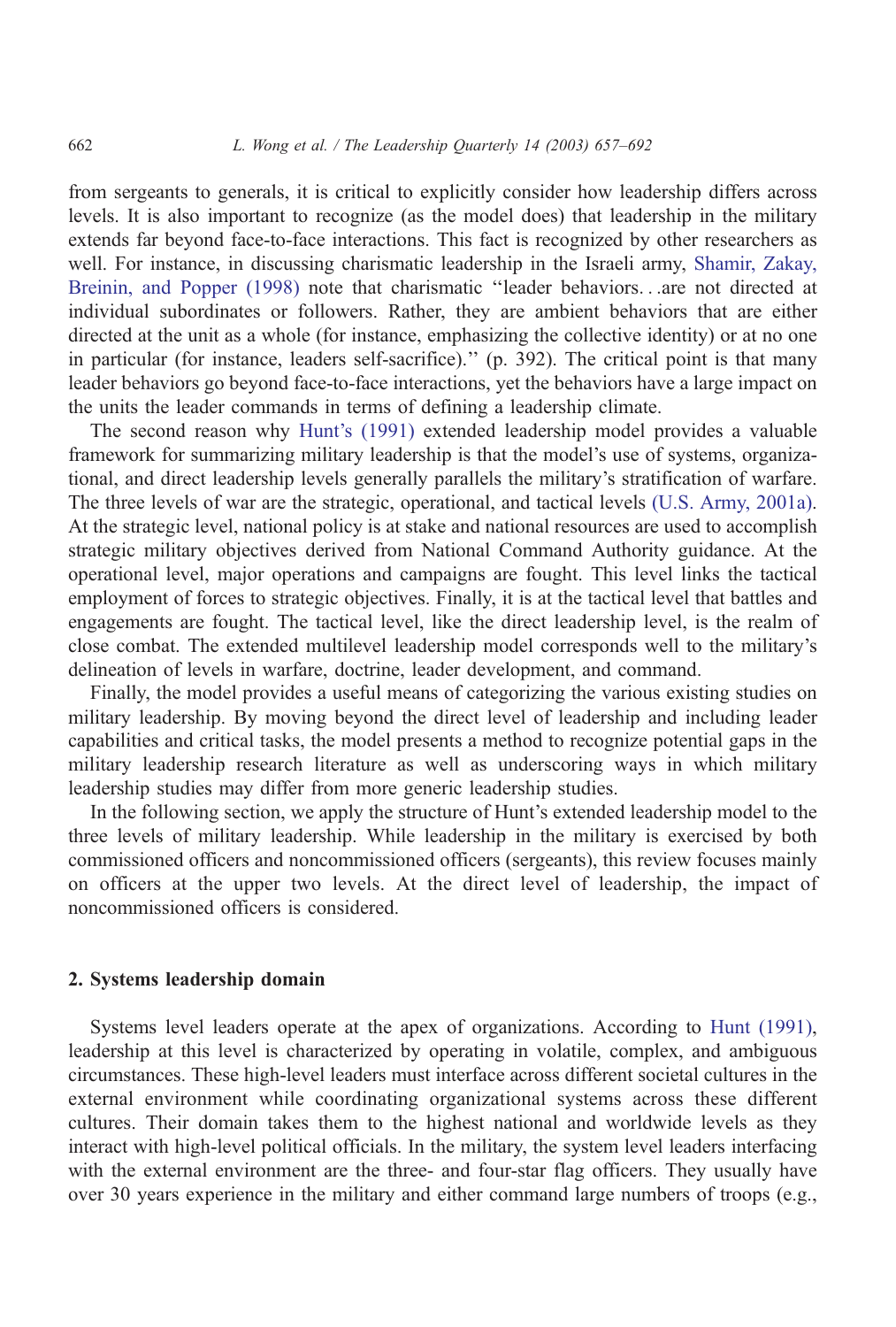from sergeants to generals, it is critical to explicitly consider how leadership differs across levels. It is also important to recognize (as the model does) that leadership in the military extends far beyond face-to-face interactions. This fact is recognized by other researchers as well. For instance, in discussing charismatic leadership in the Israeli army, Shamir, Zakay, Breinin, and Popper (1998) note that charismatic "leader behaviors...are not directed at individual subordinates or followers. Rather, they are ambient behaviors that are either directed at the unit as a whole (for instance, emphasizing the collective identity) or at no one in particular (for instance, leaders self-sacrifice)." (p. 392). The critical point is that many leader behaviors go beyond face-to-face interactions, yet the behaviors have a large impact on the units the leader commands in terms of defining a leadership climate.

The second reason why Hunt's (1991) extended leadership model provides a valuable framework for summarizing military leadership is that the model's use of systems, organizational, and direct leadership levels generally parallels the military's stratification of warfare. The three levels of war are the strategic, operational, and tactical levels (U.S. Army, 2001a). At the strategic level, national policy is at stake and national resources are used to accomplish strategic military objectives derived from National Command Authority guidance. At the operational level, major operations and campaigns are fought. This level links the tactical employment of forces to strategic objectives. Finally, it is at the tactical level that battles and engagements are fought. The tactical level, like the direct leadership level, is the realm of close combat. The extended multilevel leadership model corresponds well to the military's delineation of levels in warfare, doctrine, leader development, and command.

Finally, the model provides a useful means of categorizing the various existing studies on military leadership. By moving beyond the direct level of leadership and including leader capabilities and critical tasks, the model presents a method to recognize potential gaps in the military leadership research literature as well as underscoring ways in which military leadership studies may differ from more generic leadership studies.

In the following section, we apply the structure of Hunt's extended leadership model to the three levels of military leadership. While leadership in the military is exercised by both commissioned officers and noncommissioned officers (sergeants), this review focuses mainly on officers at the upper two levels. At the direct level of leadership, the impact of noncommissioned officers is considered.

## 2. Systems leadership domain

Systems level leaders operate at the apex of organizations. According to Hunt (1991), leadership at this level is characterized by operating in volatile, complex, and ambiguous circumstances. These high-level leaders must interface across different societal cultures in the external environment while coordinating organizational systems across these different cultures. Their domain takes them to the highest national and worldwide levels as they interact with high-level political officials. In the military, the system level leaders interfacing with the external environment are the three- and four-star flag officers. They usually have over 30 years experience in the military and either command large numbers of troops (e.g.,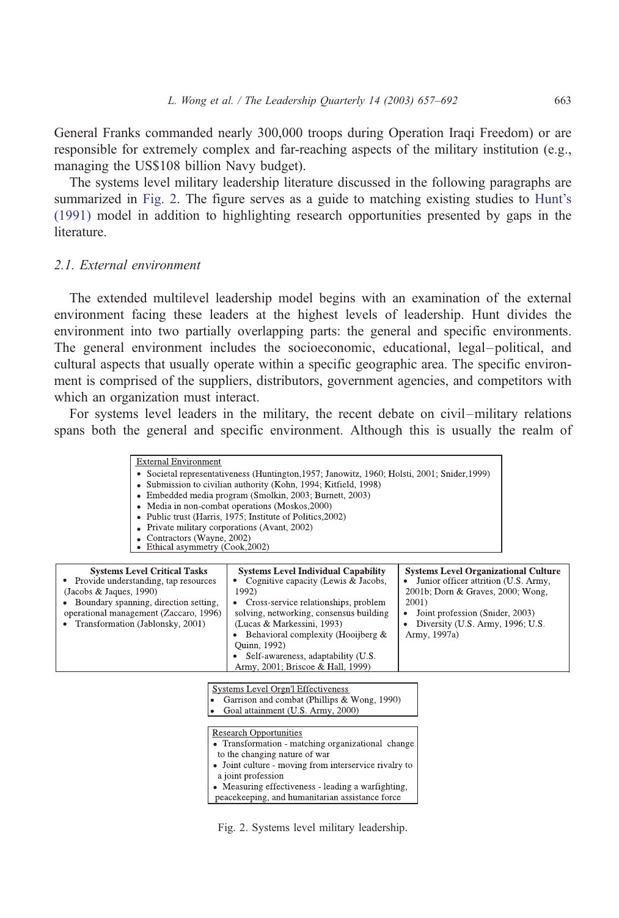General Franks commanded nearly 300,000 troops during Operation Iraqi Freedom) or are responsible for extremely complex and far-reaching aspects of the military institution (e.g., managing the US$108 billion Navy budget).

The systems level military leadership literature discussed in the following paragraphs are summarized in Fig. 2. The figure serves as a guide to matching existing studies to Hunt's (1991) model in addition to highlighting research opportunities presented by gaps in the literature.

### 2.1. External environment

The extended multilevel leadership model begins with an examination of the external environment facing these leaders at the highest levels of leadership. Hunt divides the environment into two partially overlapping parts: the general and specific environments. The general environment includes the socioeconomic, educational, legal–political, and cultural aspects that usually operate within a specific geographic area. The specific environment is comprised of the suppliers, distributors, government agencies, and competitors with which an organization must interact.

For systems level leaders in the military, the recent debate on civil–military relations spans both the general and specific environment. Although this is usually the realm of

External Environment

- Societal representativeness (Huntington,1957; Janowitz, 1960; Holsti, 2001; Snider,1999)
- Submission to civilian authority (Kohn, 1994; Kitfield, 1998)
- Embedded media program (Smolkin, 2003; Burnett, 2003)
- Media in non-combat operations (Moskos,2000)
- Public trust (Harris, 1975; Institute of Politics,2002)
- Private military corporations (Avant, 2002)
- Contractors (Wayne, 2002)
- Ethical asymmetry (Cook,2002)

| Systems Level Critical Tasks | Systems Level Individual Capability | Systems Level Organizational Culture |
|---|---|---|
| • Provide understanding, tap resources (Jacobs & Jaques, 1990)<br>• Boundary spanning, direction setting, operational management (Zaccaro, 1996)<br>• Transformation (Jablonsky, 2001) | • Cognitive capacity (Lewis & Jacobs, 1992)<br>• Cross-service relationships, problem solving, networking, consensus building (Lucas & Markessini, 1993)<br>• Behavioral complexity (Hooijberg & Quinn, 1992)<br>• Self-awareness, adaptability (U.S. Army, 2001; Briscoe & Hall, 1999) | • Junior officer attrition (U.S. Army, 2001b; Dorn & Graves, 2000; Wong, 2001)<br>• Joint profession (Snider, 2003)<br>• Diversity (U.S. Army, 1996; U.S. Army, 1997a) |

Systems Level Orgn'l Effectiveness

- Garrison and combat (Phillips & Wong, 1990)
- Goal attainment (U.S. Army, 2000)

Research Opportunities

- Transformation - matching organizational change to the changing nature of war
- Joint culture - moving from interservice rivalry to a joint profession
- Measuring effectiveness - leading a warfighting, peacekeeping, and humanitarian assistance force

Fig. 2. Systems level military leadership.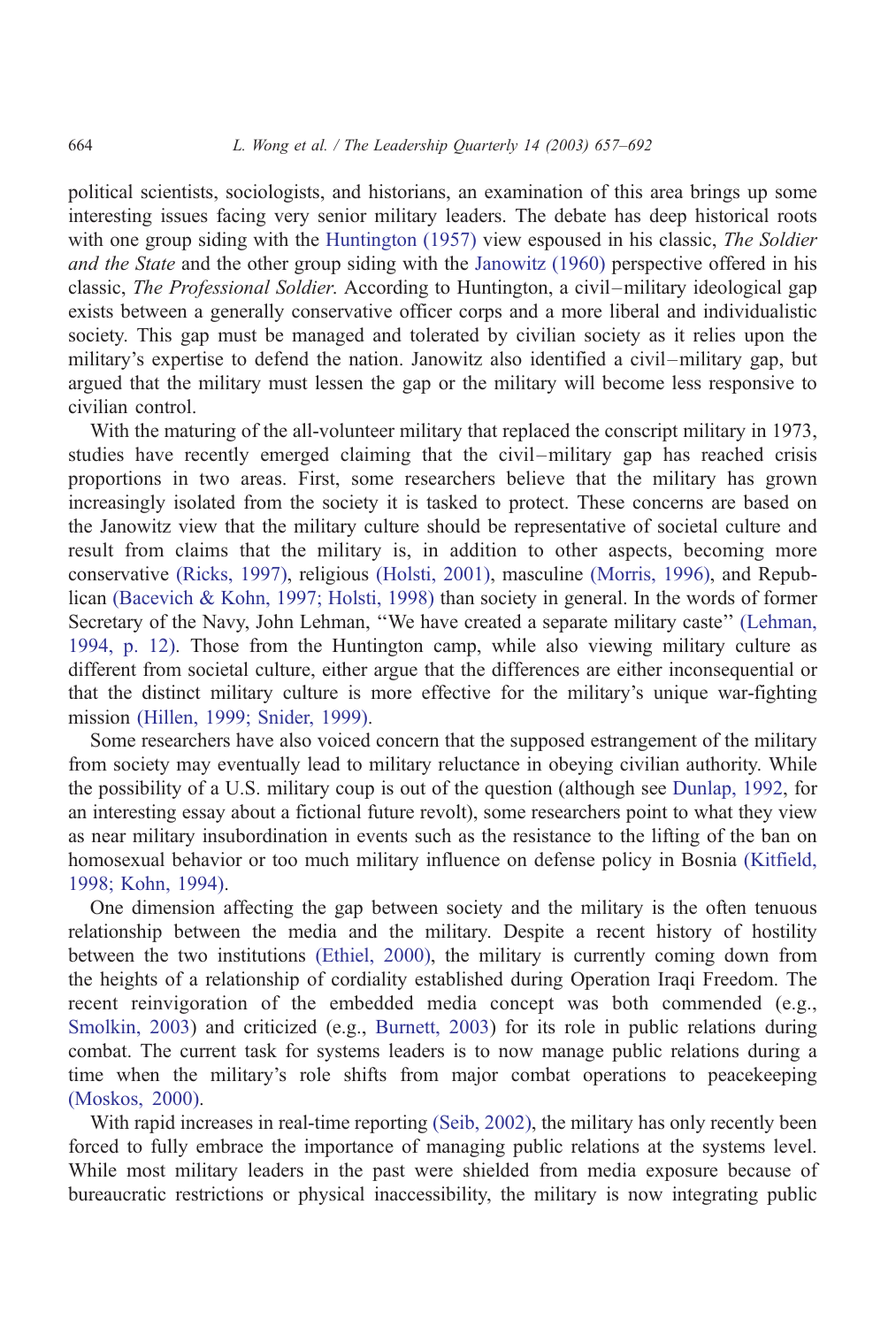political scientists, sociologists, and historians, an examination of this area brings up some interesting issues facing very senior military leaders. The debate has deep historical roots with one group siding with the Huntington (1957) view espoused in his classic, *The Soldier and the State* and the other group siding with the Janowitz (1960) perspective offered in his classic, *The Professional Soldier*. According to Huntington, a civil–military ideological gap exists between a generally conservative officer corps and a more liberal and individualistic society. This gap must be managed and tolerated by civilian society as it relies upon the military's expertise to defend the nation. Janowitz also identified a civil–military gap, but argued that the military must lessen the gap or the military will become less responsive to civilian control.

With the maturing of the all-volunteer military that replaced the conscript military in 1973, studies have recently emerged claiming that the civil–military gap has reached crisis proportions in two areas. First, some researchers believe that the military has grown increasingly isolated from the society it is tasked to protect. These concerns are based on the Janowitz view that the military culture should be representative of societal culture and result from claims that the military is, in addition to other aspects, becoming more conservative (Ricks, 1997), religious (Holsti, 2001), masculine (Morris, 1996), and Republican (Bacevich & Kohn, 1997; Holsti, 1998) than society in general. In the words of former Secretary of the Navy, John Lehman, "We have created a separate military caste" (Lehman, 1994, p. 12). Those from the Huntington camp, while also viewing military culture as different from societal culture, either argue that the differences are either inconsequential or that the distinct military culture is more effective for the military's unique war-fighting mission (Hillen, 1999; Snider, 1999).

Some researchers have also voiced concern that the supposed estrangement of the military from society may eventually lead to military reluctance in obeying civilian authority. While the possibility of a U.S. military coup is out of the question (although see Dunlap, 1992, for an interesting essay about a fictional future revolt), some researchers point to what they view as near military insubordination in events such as the resistance to the lifting of the ban on homosexual behavior or too much military influence on defense policy in Bosnia (Kitfield, 1998; Kohn, 1994).

One dimension affecting the gap between society and the military is the often tenuous relationship between the media and the military. Despite a recent history of hostility between the two institutions (Ethiel, 2000), the military is currently coming down from the heights of a relationship of cordiality established during Operation Iraqi Freedom. The recent reinvigoration of the embedded media concept was both commended (e.g., Smolkin, 2003) and criticized (e.g., Burnett, 2003) for its role in public relations during combat. The current task for systems leaders is to now manage public relations during a time when the military's role shifts from major combat operations to peacekeeping (Moskos, 2000).

With rapid increases in real-time reporting (Seib, 2002), the military has only recently been forced to fully embrace the importance of managing public relations at the systems level. While most military leaders in the past were shielded from media exposure because of bureaucratic restrictions or physical inaccessibility, the military is now integrating public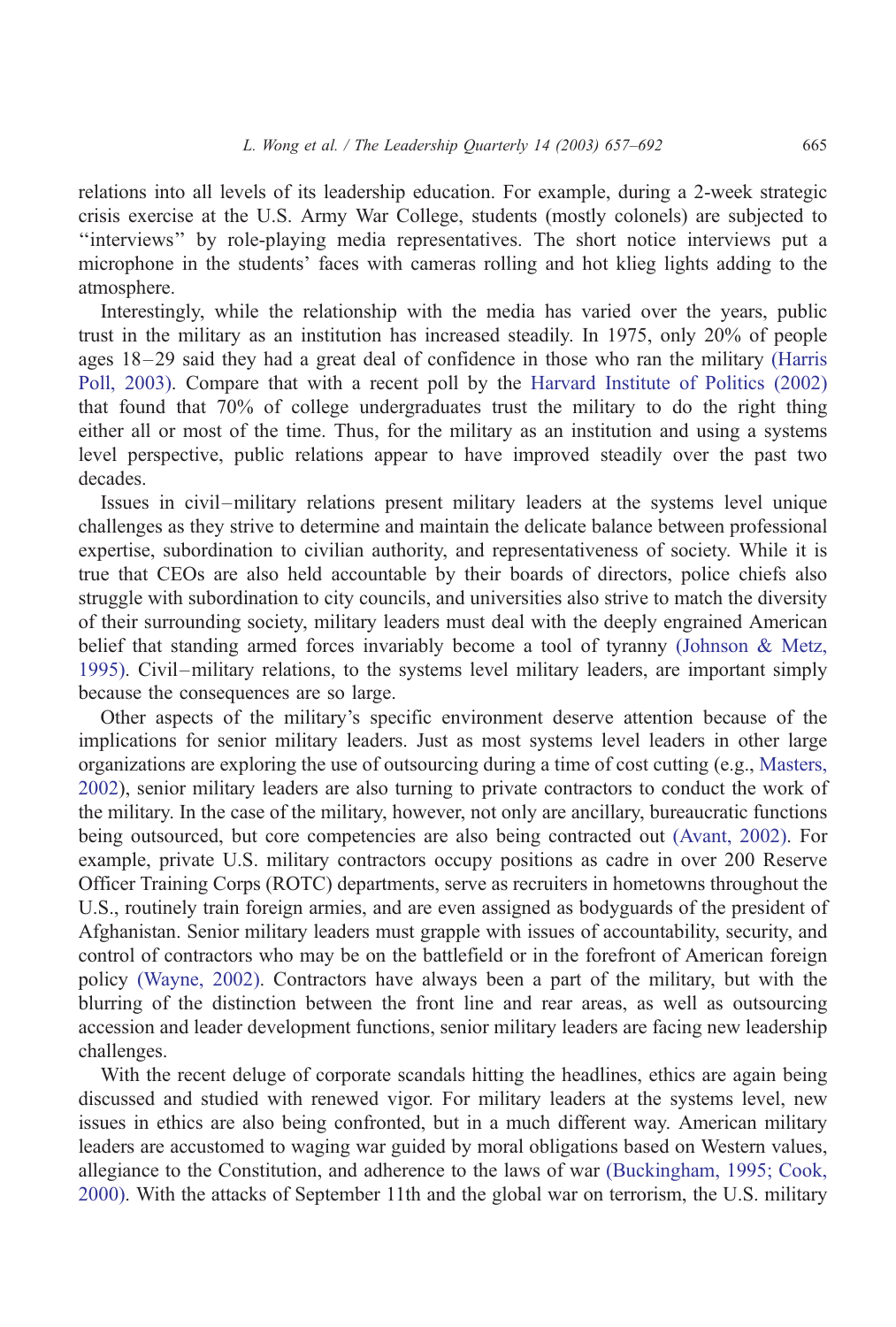relations into all levels of its leadership education. For example, during a 2-week strategic crisis exercise at the U.S. Army War College, students (mostly colonels) are subjected to ''interviews'' by role-playing media representatives. The short notice interviews put a microphone in the students' faces with cameras rolling and hot klieg lights adding to the atmosphere.

Interestingly, while the relationship with the media has varied over the years, public trust in the military as an institution has increased steadily. In 1975, only 20% of people ages 18–29 said they had a great deal of confidence in those who ran the military (Harris Poll, 2003). Compare that with a recent poll by the Harvard Institute of Politics (2002) that found that 70% of college undergraduates trust the military to do the right thing either all or most of the time. Thus, for the military as an institution and using a systems level perspective, public relations appear to have improved steadily over the past two decades.

Issues in civil–military relations present military leaders at the systems level unique challenges as they strive to determine and maintain the delicate balance between professional expertise, subordination to civilian authority, and representativeness of society. While it is true that CEOs are also held accountable by their boards of directors, police chiefs also struggle with subordination to city councils, and universities also strive to match the diversity of their surrounding society, military leaders must deal with the deeply engrained American belief that standing armed forces invariably become a tool of tyranny (Johnson & Metz, 1995). Civil–military relations, to the systems level military leaders, are important simply because the consequences are so large.

Other aspects of the military's specific environment deserve attention because of the implications for senior military leaders. Just as most systems level leaders in other large organizations are exploring the use of outsourcing during a time of cost cutting (e.g., Masters, 2002), senior military leaders are also turning to private contractors to conduct the work of the military. In the case of the military, however, not only are ancillary, bureaucratic functions being outsourced, but core competencies are also being contracted out (Avant, 2002). For example, private U.S. military contractors occupy positions as cadre in over 200 Reserve Officer Training Corps (ROTC) departments, serve as recruiters in hometowns throughout the U.S., routinely train foreign armies, and are even assigned as bodyguards of the president of Afghanistan. Senior military leaders must grapple with issues of accountability, security, and control of contractors who may be on the battlefield or in the forefront of American foreign policy (Wayne, 2002). Contractors have always been a part of the military, but with the blurring of the distinction between the front line and rear areas, as well as outsourcing accession and leader development functions, senior military leaders are facing new leadership challenges.

With the recent deluge of corporate scandals hitting the headlines, ethics are again being discussed and studied with renewed vigor. For military leaders at the systems level, new issues in ethics are also being confronted, but in a much different way. American military leaders are accustomed to waging war guided by moral obligations based on Western values, allegiance to the Constitution, and adherence to the laws of war (Buckingham, 1995; Cook, 2000). With the attacks of September 11th and the global war on terrorism, the U.S. military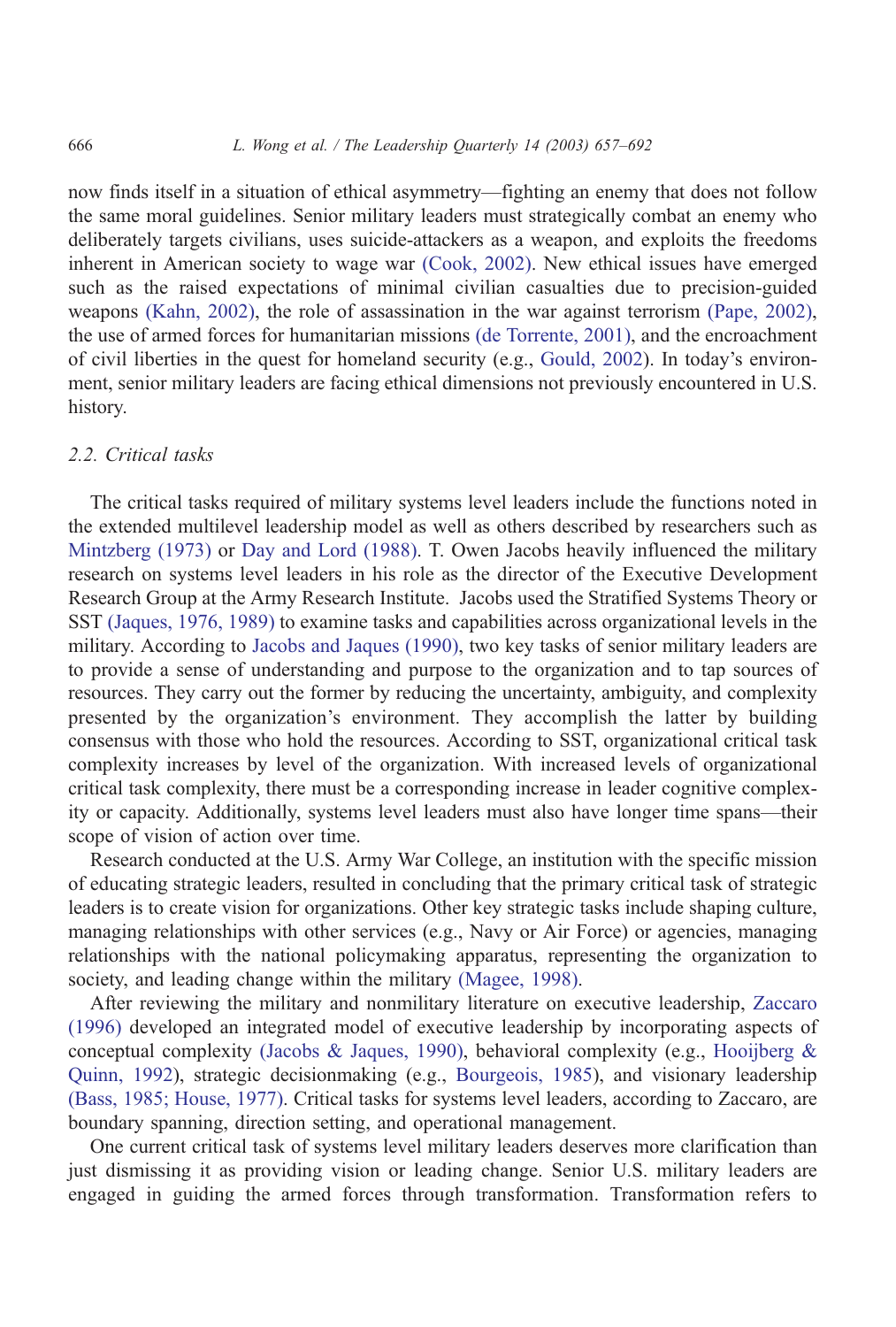now finds itself in a situation of ethical asymmetry—fighting an enemy that does not follow the same moral guidelines. Senior military leaders must strategically combat an enemy who deliberately targets civilians, uses suicide-attackers as a weapon, and exploits the freedoms inherent in American society to wage war (Cook, 2002). New ethical issues have emerged such as the raised expectations of minimal civilian casualties due to precision-guided weapons (Kahn, 2002), the role of assassination in the war against terrorism (Pape, 2002), the use of armed forces for humanitarian missions (de Torrente, 2001), and the encroachment of civil liberties in the quest for homeland security (e.g., Gould, 2002). In today's environment, senior military leaders are facing ethical dimensions not previously encountered in U.S. history.

### 2.2. Critical tasks

The critical tasks required of military systems level leaders include the functions noted in the extended multilevel leadership model as well as others described by researchers such as Mintzberg (1973) or Day and Lord (1988). T. Owen Jacobs heavily influenced the military research on systems level leaders in his role as the director of the Executive Development Research Group at the Army Research Institute. Jacobs used the Stratified Systems Theory or SST (Jaques, 1976, 1989) to examine tasks and capabilities across organizational levels in the military. According to Jacobs and Jaques (1990), two key tasks of senior military leaders are to provide a sense of understanding and purpose to the organization and to tap sources of resources. They carry out the former by reducing the uncertainty, ambiguity, and complexity presented by the organization's environment. They accomplish the latter by building consensus with those who hold the resources. According to SST, organizational critical task complexity increases by level of the organization. With increased levels of organizational critical task complexity, there must be a corresponding increase in leader cognitive complexity or capacity. Additionally, systems level leaders must also have longer time spans—their scope of vision of action over time.

Research conducted at the U.S. Army War College, an institution with the specific mission of educating strategic leaders, resulted in concluding that the primary critical task of strategic leaders is to create vision for organizations. Other key strategic tasks include shaping culture, managing relationships with other services (e.g., Navy or Air Force) or agencies, managing relationships with the national policymaking apparatus, representing the organization to society, and leading change within the military (Magee, 1998).

After reviewing the military and nonmilitary literature on executive leadership, Zaccaro (1996) developed an integrated model of executive leadership by incorporating aspects of conceptual complexity (Jacobs & Jaques, 1990), behavioral complexity (e.g., Hooijberg & Quinn, 1992), strategic decisionmaking (e.g., Bourgeois, 1985), and visionary leadership (Bass, 1985; House, 1977). Critical tasks for systems level leaders, according to Zaccaro, are boundary spanning, direction setting, and operational management.

One current critical task of systems level military leaders deserves more clarification than just dismissing it as providing vision or leading change. Senior U.S. military leaders are engaged in guiding the armed forces through transformation. Transformation refers to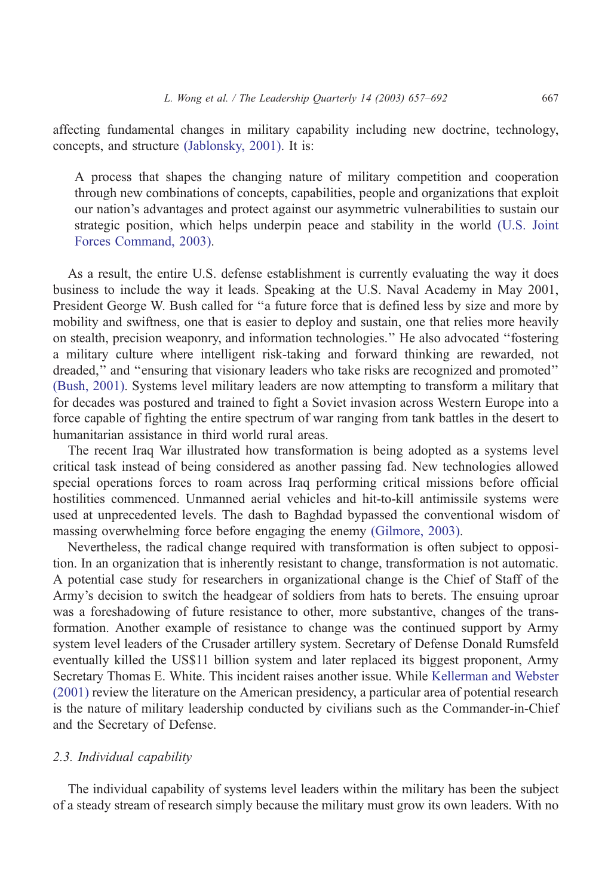affecting fundamental changes in military capability including new doctrine, technology, concepts, and structure (Jablonsky, 2001). It is:

> A process that shapes the changing nature of military competition and cooperation through new combinations of concepts, capabilities, people and organizations that exploit our nation's advantages and protect against our asymmetric vulnerabilities to sustain our strategic position, which helps underpin peace and stability in the world (U.S. Joint Forces Command, 2003).

As a result, the entire U.S. defense establishment is currently evaluating the way it does business to include the way it leads. Speaking at the U.S. Naval Academy in May 2001, President George W. Bush called for "a future force that is defined less by size and more by mobility and swiftness, one that is easier to deploy and sustain, one that relies more heavily on stealth, precision weaponry, and information technologies." He also advocated "fostering a military culture where intelligent risk-taking and forward thinking are rewarded, not dreaded," and "ensuring that visionary leaders who take risks are recognized and promoted" (Bush, 2001). Systems level military leaders are now attempting to transform a military that for decades was postured and trained to fight a Soviet invasion across Western Europe into a force capable of fighting the entire spectrum of war ranging from tank battles in the desert to humanitarian assistance in third world rural areas.

The recent Iraq War illustrated how transformation is being adopted as a systems level critical task instead of being considered as another passing fad. New technologies allowed special operations forces to roam across Iraq performing critical missions before official hostilities commenced. Unmanned aerial vehicles and hit-to-kill antimissile systems were used at unprecedented levels. The dash to Baghdad bypassed the conventional wisdom of massing overwhelming force before engaging the enemy (Gilmore, 2003).

Nevertheless, the radical change required with transformation is often subject to opposition. In an organization that is inherently resistant to change, transformation is not automatic. A potential case study for researchers in organizational change is the Chief of Staff of the Army's decision to switch the headgear of soldiers from hats to berets. The ensuing uproar was a foreshadowing of future resistance to other, more substantive, changes of the transformation. Another example of resistance to change was the continued support by Army system level leaders of the Crusader artillery system. Secretary of Defense Donald Rumsfeld eventually killed the US$11 billion system and later replaced its biggest proponent, Army Secretary Thomas E. White. This incident raises another issue. While Kellerman and Webster (2001) review the literature on the American presidency, a particular area of potential research is the nature of military leadership conducted by civilians such as the Commander-in-Chief and the Secretary of Defense.

### 2.3. Individual capability

The individual capability of systems level leaders within the military has been the subject of a steady stream of research simply because the military must grow its own leaders. With no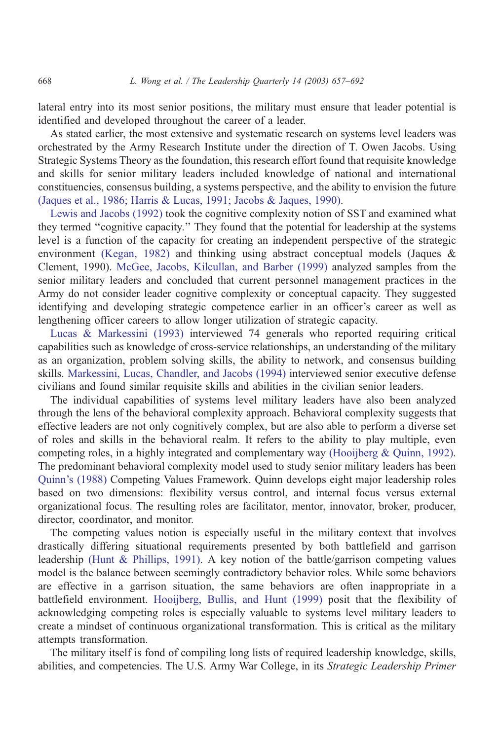lateral entry into its most senior positions, the military must ensure that leader potential is identified and developed throughout the career of a leader.

As stated earlier, the most extensive and systematic research on systems level leaders was orchestrated by the Army Research Institute under the direction of T. Owen Jacobs. Using Strategic Systems Theory as the foundation, this research effort found that requisite knowledge and skills for senior military leaders included knowledge of national and international constituencies, consensus building, a systems perspective, and the ability to envision the future (Jaques et al., 1986; Harris & Lucas, 1991; Jacobs & Jaques, 1990).

Lewis and Jacobs (1992) took the cognitive complexity notion of SST and examined what they termed "cognitive capacity." They found that the potential for leadership at the systems level is a function of the capacity for creating an independent perspective of the strategic environment (Kegan, 1982) and thinking using abstract conceptual models (Jaques & Clement, 1990). McGee, Jacobs, Kilcullan, and Barber (1999) analyzed samples from the senior military leaders and concluded that current personnel management practices in the Army do not consider leader cognitive complexity or conceptual capacity. They suggested identifying and developing strategic competence earlier in an officer's career as well as lengthening officer careers to allow longer utilization of strategic capacity.

Lucas & Markessini (1993) interviewed 74 generals who reported requiring critical capabilities such as knowledge of cross-service relationships, an understanding of the military as an organization, problem solving skills, the ability to network, and consensus building skills. Markessini, Lucas, Chandler, and Jacobs (1994) interviewed senior executive defense civilians and found similar requisite skills and abilities in the civilian senior leaders.

The individual capabilities of systems level military leaders have also been analyzed through the lens of the behavioral complexity approach. Behavioral complexity suggests that effective leaders are not only cognitively complex, but are also able to perform a diverse set of roles and skills in the behavioral realm. It refers to the ability to play multiple, even competing roles, in a highly integrated and complementary way (Hooijberg & Quinn, 1992). The predominant behavioral complexity model used to study senior military leaders has been Quinn's (1988) Competing Values Framework. Quinn develops eight major leadership roles based on two dimensions: flexibility versus control, and internal focus versus external organizational focus. The resulting roles are facilitator, mentor, innovator, broker, producer, director, coordinator, and monitor.

The competing values notion is especially useful in the military context that involves drastically differing situational requirements presented by both battlefield and garrison leadership (Hunt & Phillips, 1991). A key notion of the battle/garrison competing values model is the balance between seemingly contradictory behavior roles. While some behaviors are effective in a garrison situation, the same behaviors are often inappropriate in a battlefield environment. Hooijberg, Bullis, and Hunt (1999) posit that the flexibility of acknowledging competing roles is especially valuable to systems level military leaders to create a mindset of continuous organizational transformation. This is critical as the military attempts transformation.

The military itself is fond of compiling long lists of required leadership knowledge, skills, abilities, and competencies. The U.S. Army War College, in its *Strategic Leadership Primer*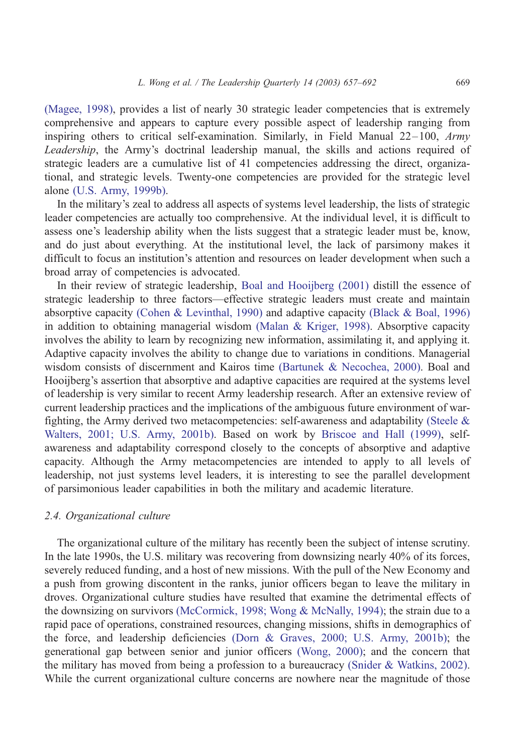(Magee, 1998), provides a list of nearly 30 strategic leader competencies that is extremely comprehensive and appears to capture every possible aspect of leadership ranging from inspiring others to critical self-examination. Similarly, in Field Manual 22–100, *Army Leadership*, the Army's doctrinal leadership manual, the skills and actions required of strategic leaders are a cumulative list of 41 competencies addressing the direct, organizational, and strategic levels. Twenty-one competencies are provided for the strategic level alone (U.S. Army, 1999b).

In the military's zeal to address all aspects of systems level leadership, the lists of strategic leader competencies are actually too comprehensive. At the individual level, it is difficult to assess one's leadership ability when the lists suggest that a strategic leader must be, know, and do just about everything. At the institutional level, the lack of parsimony makes it difficult to focus an institution's attention and resources on leader development when such a broad array of competencies is advocated.

In their review of strategic leadership, Boal and Hooijberg (2001) distill the essence of strategic leadership to three factors—effective strategic leaders must create and maintain absorptive capacity (Cohen & Levinthal, 1990) and adaptive capacity (Black & Boal, 1996) in addition to obtaining managerial wisdom (Malan & Kriger, 1998). Absorptive capacity involves the ability to learn by recognizing new information, assimilating it, and applying it. Adaptive capacity involves the ability to change due to variations in conditions. Managerial wisdom consists of discernment and Kairos time (Bartunek & Necochea, 2000). Boal and Hooijberg's assertion that absorptive and adaptive capacities are required at the systems level of leadership is very similar to recent Army leadership research. After an extensive review of current leadership practices and the implications of the ambiguous future environment of war-fighting, the Army derived two metacompetencies: self-awareness and adaptability (Steele & Walters, 2001; U.S. Army, 2001b). Based on work by Briscoe and Hall (1999), self-awareness and adaptability correspond closely to the concepts of absorptive and adaptive capacity. Although the Army metacompetencies are intended to apply to all levels of leadership, not just systems level leaders, it is interesting to see the parallel development of parsimonious leader capabilities in both the military and academic literature.

### *2.4. Organizational culture*

The organizational culture of the military has recently been the subject of intense scrutiny. In the late 1990s, the U.S. military was recovering from downsizing nearly 40% of its forces, severely reduced funding, and a host of new missions. With the pull of the New Economy and a push from growing discontent in the ranks, junior officers began to leave the military in droves. Organizational culture studies have resulted that examine the detrimental effects of the downsizing on survivors (McCormick, 1998; Wong & McNally, 1994); the strain due to a rapid pace of operations, constrained resources, changing missions, shifts in demographics of the force, and leadership deficiencies (Dorn & Graves, 2000; U.S. Army, 2001b); the generational gap between senior and junior officers (Wong, 2000); and the concern that the military has moved from being a profession to a bureaucracy (Snider & Watkins, 2002). While the current organizational culture concerns are nowhere near the magnitude of those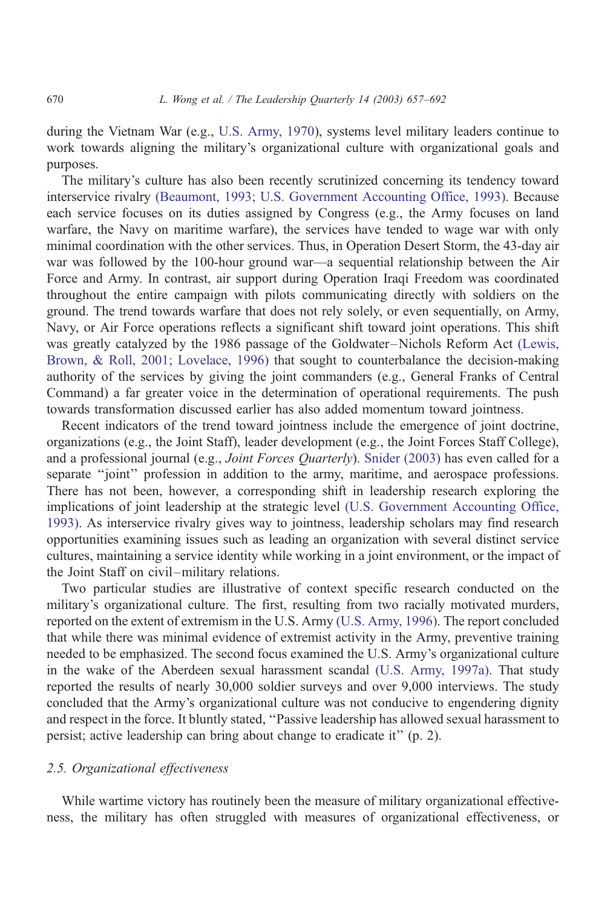during the Vietnam War (e.g., U.S. Army, 1970), systems level military leaders continue to work towards aligning the military's organizational culture with organizational goals and purposes.

The military's culture has also been recently scrutinized concerning its tendency toward interservice rivalry (Beaumont, 1993; U.S. Government Accounting Office, 1993). Because each service focuses on its duties assigned by Congress (e.g., the Army focuses on land warfare, the Navy on maritime warfare), the services have tended to wage war with only minimal coordination with the other services. Thus, in Operation Desert Storm, the 43-day air war was followed by the 100-hour ground war—a sequential relationship between the Air Force and Army. In contrast, air support during Operation Iraqi Freedom was coordinated throughout the entire campaign with pilots communicating directly with soldiers on the ground. The trend towards warfare that does not rely solely, or even sequentially, on Army, Navy, or Air Force operations reflects a significant shift toward joint operations. This shift was greatly catalyzed by the 1986 passage of the Goldwater–Nichols Reform Act (Lewis, Brown, & Roll, 2001; Lovelace, 1996) that sought to counterbalance the decision-making authority of the services by giving the joint commanders (e.g., General Franks of Central Command) a far greater voice in the determination of operational requirements. The push towards transformation discussed earlier has also added momentum toward jointness.

Recent indicators of the trend toward jointness include the emergence of joint doctrine, organizations (e.g., the Joint Staff), leader development (e.g., the Joint Forces Staff College), and a professional journal (e.g., *Joint Forces Quarterly*). Snider (2003) has even called for a separate "joint" profession in addition to the army, maritime, and aerospace professions. There has not been, however, a corresponding shift in leadership research exploring the implications of joint leadership at the strategic level (U.S. Government Accounting Office, 1993). As interservice rivalry gives way to jointness, leadership scholars may find research opportunities examining issues such as leading an organization with several distinct service cultures, maintaining a service identity while working in a joint environment, or the impact of the Joint Staff on civil–military relations.

Two particular studies are illustrative of context specific research conducted on the military's organizational culture. The first, resulting from two racially motivated murders, reported on the extent of extremism in the U.S. Army (U.S. Army, 1996). The report concluded that while there was minimal evidence of extremist activity in the Army, preventive training needed to be emphasized. The second focus examined the U.S. Army's organizational culture in the wake of the Aberdeen sexual harassment scandal (U.S. Army, 1997a). That study reported the results of nearly 30,000 soldier surveys and over 9,000 interviews. The study concluded that the Army's organizational culture was not conducive to engendering dignity and respect in the force. It bluntly stated, "Passive leadership has allowed sexual harassment to persist; active leadership can bring about change to eradicate it" (p. 2).

### 2.5. Organizational effectiveness

While wartime victory has routinely been the measure of military organizational effectiveness, the military has often struggled with measures of organizational effectiveness, or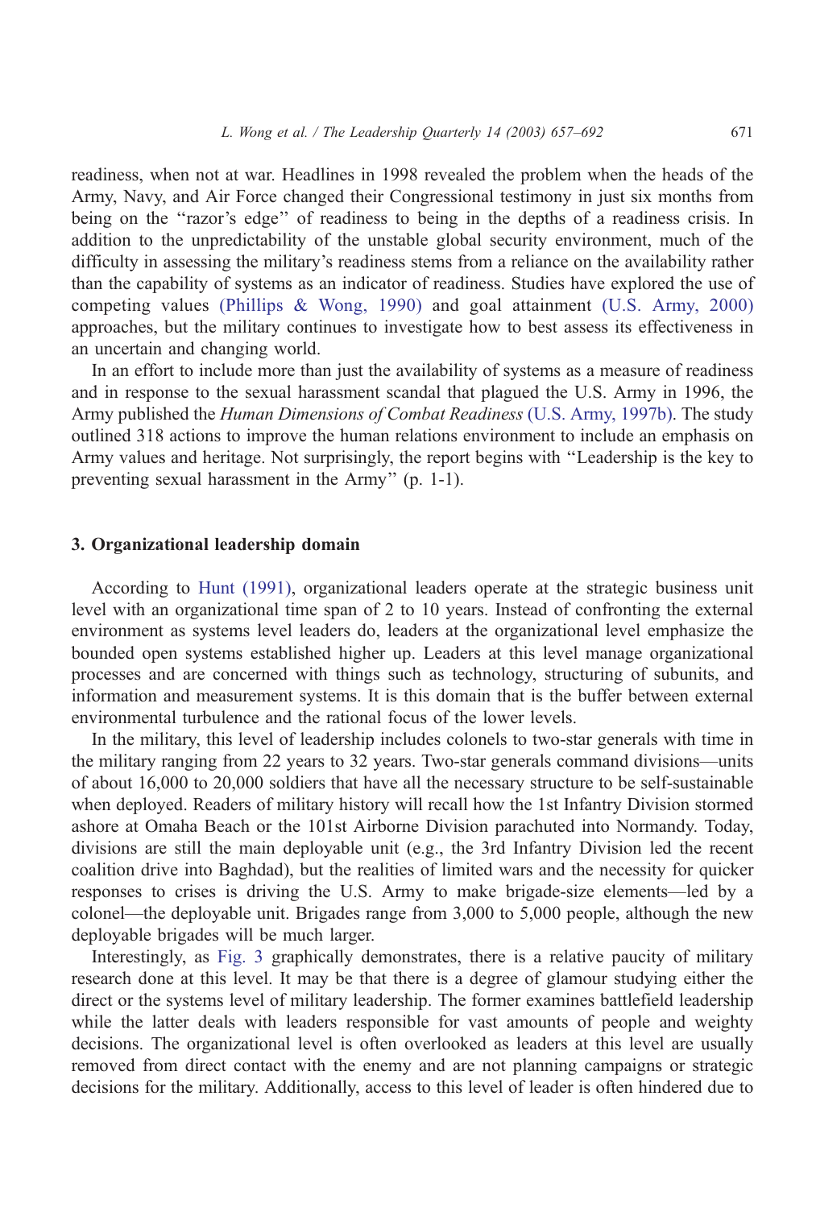readiness, when not at war. Headlines in 1998 revealed the problem when the heads of the Army, Navy, and Air Force changed their Congressional testimony in just six months from being on the ''razor's edge'' of readiness to being in the depths of a readiness crisis. In addition to the unpredictability of the unstable global security environment, much of the difficulty in assessing the military's readiness stems from a reliance on the availability rather than the capability of systems as an indicator of readiness. Studies have explored the use of competing values (Phillips & Wong, 1990) and goal attainment (U.S. Army, 2000) approaches, but the military continues to investigate how to best assess its effectiveness in an uncertain and changing world.

In an effort to include more than just the availability of systems as a measure of readiness and in response to the sexual harassment scandal that plagued the U.S. Army in 1996, the Army published the *Human Dimensions of Combat Readiness* (U.S. Army, 1997b). The study outlined 318 actions to improve the human relations environment to include an emphasis on Army values and heritage. Not surprisingly, the report begins with ''Leadership is the key to preventing sexual harassment in the Army'' (p. 1-1).

## 3. Organizational leadership domain

According to Hunt (1991), organizational leaders operate at the strategic business unit level with an organizational time span of 2 to 10 years. Instead of confronting the external environment as systems level leaders do, leaders at the organizational level emphasize the bounded open systems established higher up. Leaders at this level manage organizational processes and are concerned with things such as technology, structuring of subunits, and information and measurement systems. It is this domain that is the buffer between external environmental turbulence and the rational focus of the lower levels.

In the military, this level of leadership includes colonels to two-star generals with time in the military ranging from 22 years to 32 years. Two-star generals command divisions—units of about 16,000 to 20,000 soldiers that have all the necessary structure to be self-sustainable when deployed. Readers of military history will recall how the 1st Infantry Division stormed ashore at Omaha Beach or the 101st Airborne Division parachuted into Normandy. Today, divisions are still the main deployable unit (e.g., the 3rd Infantry Division led the recent coalition drive into Baghdad), but the realities of limited wars and the necessity for quicker responses to crises is driving the U.S. Army to make brigade-size elements—led by a colonel—the deployable unit. Brigades range from 3,000 to 5,000 people, although the new deployable brigades will be much larger.

Interestingly, as Fig. 3 graphically demonstrates, there is a relative paucity of military research done at this level. It may be that there is a degree of glamour studying either the direct or the systems level of military leadership. The former examines battlefield leadership while the latter deals with leaders responsible for vast amounts of people and weighty decisions. The organizational level is often overlooked as leaders at this level are usually removed from direct contact with the enemy and are not planning campaigns or strategic decisions for the military. Additionally, access to this level of leader is often hindered due to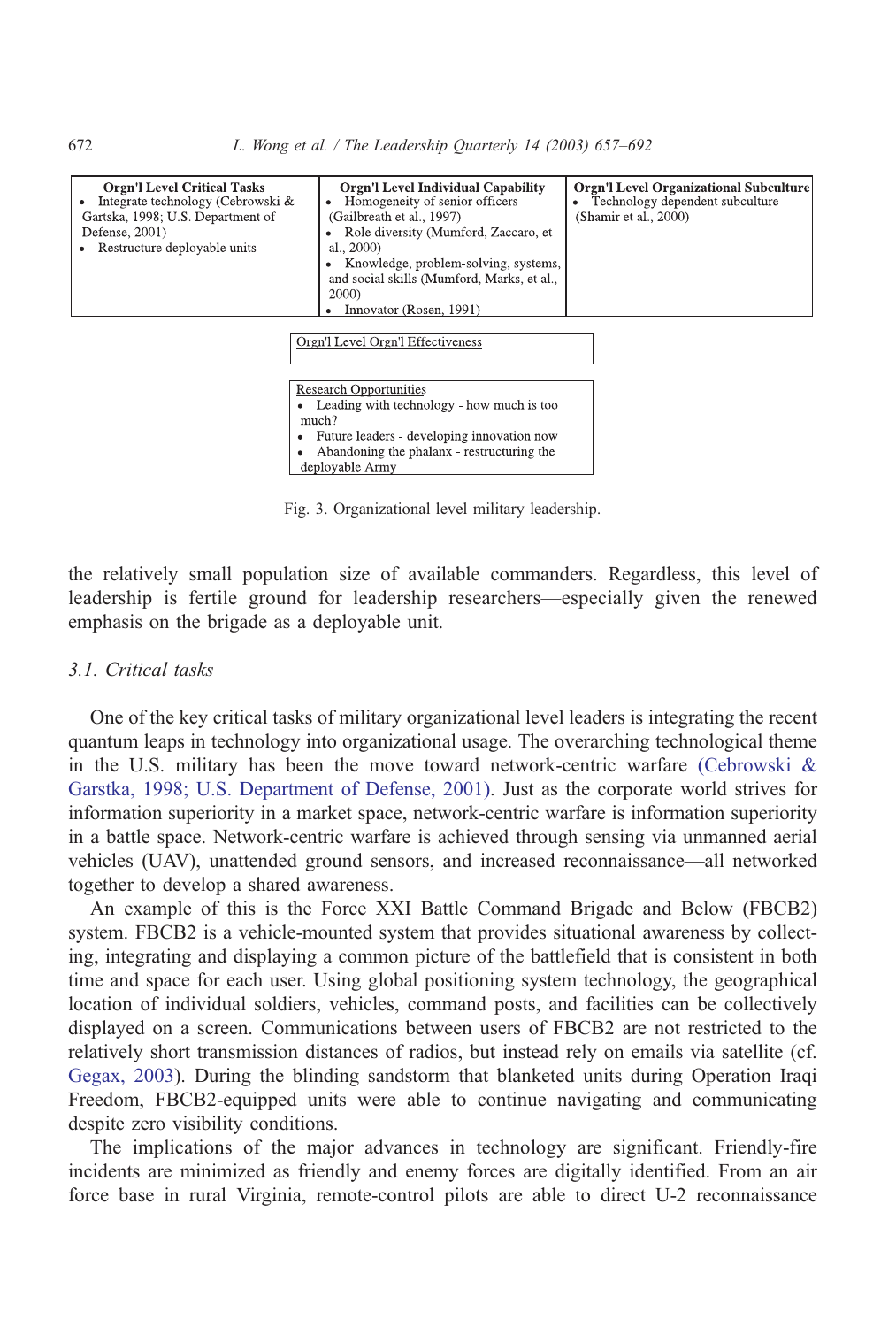| Orgn'l Level Critical Tasks | Orgn'l Level Individual Capability | Orgn'l Level Organizational Subculture |
| --- | --- | --- |
| • Integrate technology (Cebrowski & Gartska, 1998; U.S. Department of Defense, 2001)<br>• Restructure deployable units | • Homogeneity of senior officers (Gailbreath et al., 1997)<br>• Role diversity (Mumford, Zaccaro, et al., 2000)<br>• Knowledge, problem-solving, systems, and social skills (Mumford, Marks, et al., 2000)<br>• Innovator (Rosen, 1991) | • Technology dependent subculture (Shamir et al., 2000) |

| Orgn'l Level Orgn'l Effectiveness |
| --- |
| |

| Research Opportunities |
| --- |
| • Leading with technology - how much is too much?<br>• Future leaders - developing innovation now<br>• Abandoning the phalanx - restructuring the deployable Army |

Fig. 3. Organizational level military leadership.

the relatively small population size of available commanders. Regardless, this level of leadership is fertile ground for leadership researchers—especially given the renewed emphasis on the brigade as a deployable unit.

### 3.1. Critical tasks

One of the key critical tasks of military organizational level leaders is integrating the recent quantum leaps in technology into organizational usage. The overarching technological theme in the U.S. military has been the move toward network-centric warfare (Cebrowski & Garstka, 1998; U.S. Department of Defense, 2001). Just as the corporate world strives for information superiority in a market space, network-centric warfare is information superiority in a battle space. Network-centric warfare is achieved through sensing via unmanned aerial vehicles (UAV), unattended ground sensors, and increased reconnaissance—all networked together to develop a shared awareness.

An example of this is the Force XXI Battle Command Brigade and Below (FBCB2) system. FBCB2 is a vehicle-mounted system that provides situational awareness by collecting, integrating and displaying a common picture of the battlefield that is consistent in both time and space for each user. Using global positioning system technology, the geographical location of individual soldiers, vehicles, command posts, and facilities can be collectively displayed on a screen. Communications between users of FBCB2 are not restricted to the relatively short transmission distances of radios, but instead rely on emails via satellite (cf. Gegax, 2003). During the blinding sandstorm that blanketed units during Operation Iraqi Freedom, FBCB2-equipped units were able to continue navigating and communicating despite zero visibility conditions.

The implications of the major advances in technology are significant. Friendly-fire incidents are minimized as friendly and enemy forces are digitally identified. From an air force base in rural Virginia, remote-control pilots are able to direct U-2 reconnaissance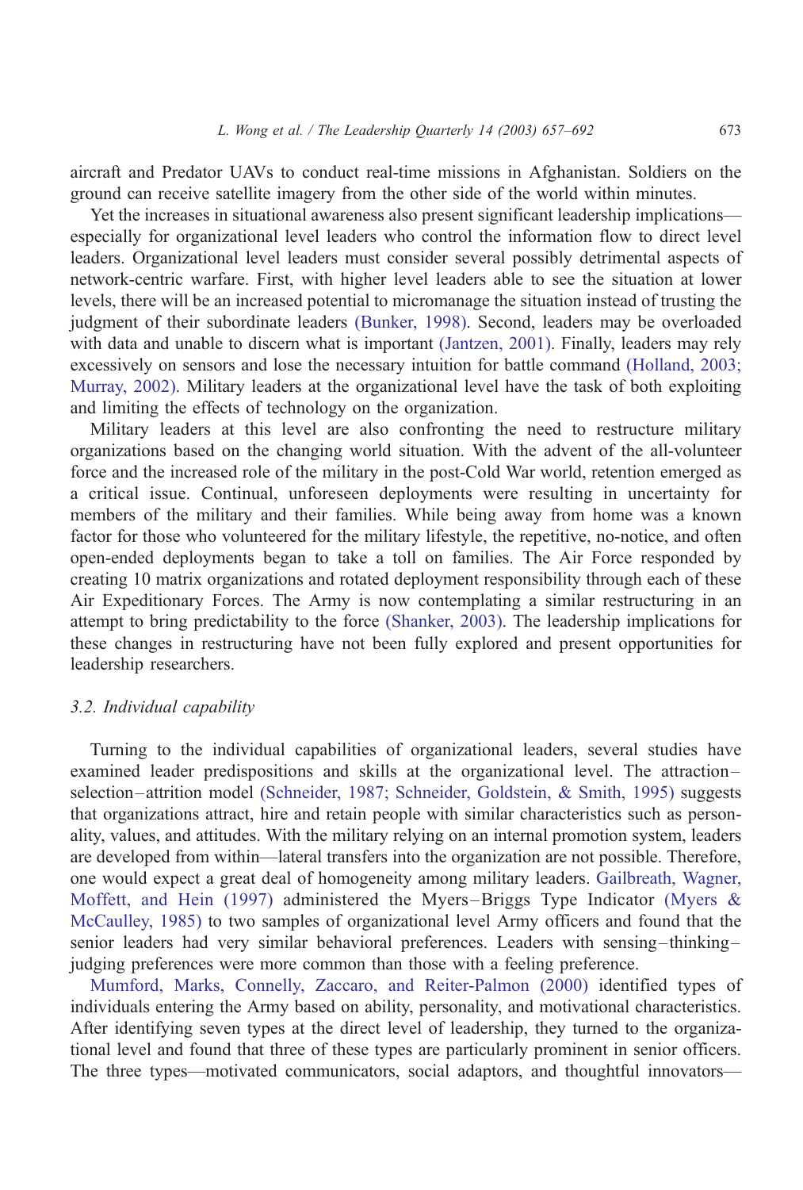aircraft and Predator UAVs to conduct real-time missions in Afghanistan. Soldiers on the ground can receive satellite imagery from the other side of the world within minutes.

Yet the increases in situational awareness also present significant leadership implications—especially for organizational level leaders who control the information flow to direct level leaders. Organizational level leaders must consider several possibly detrimental aspects of network-centric warfare. First, with higher level leaders able to see the situation at lower levels, there will be an increased potential to micromanage the situation instead of trusting the judgment of their subordinate leaders (Bunker, 1998). Second, leaders may be overloaded with data and unable to discern what is important (Jantzen, 2001). Finally, leaders may rely excessively on sensors and lose the necessary intuition for battle command (Holland, 2003; Murray, 2002). Military leaders at the organizational level have the task of both exploiting and limiting the effects of technology on the organization.

Military leaders at this level are also confronting the need to restructure military organizations based on the changing world situation. With the advent of the all-volunteer force and the increased role of the military in the post-Cold War world, retention emerged as a critical issue. Continual, unforeseen deployments were resulting in uncertainty for members of the military and their families. While being away from home was a known factor for those who volunteered for the military lifestyle, the repetitive, no-notice, and often open-ended deployments began to take a toll on families. The Air Force responded by creating 10 matrix organizations and rotated deployment responsibility through each of these Air Expeditionary Forces. The Army is now contemplating a similar restructuring in an attempt to bring predictability to the force (Shanker, 2003). The leadership implications for these changes in restructuring have not been fully explored and present opportunities for leadership researchers.

### *3.2. Individual capability*

Turning to the individual capabilities of organizational leaders, several studies have examined leader predispositions and skills at the organizational level. The attraction–selection–attrition model (Schneider, 1987; Schneider, Goldstein, & Smith, 1995) suggests that organizations attract, hire and retain people with similar characteristics such as personality, values, and attitudes. With the military relying on an internal promotion system, leaders are developed from within—lateral transfers into the organization are not possible. Therefore, one would expect a great deal of homogeneity among military leaders. Gailbreath, Wagner, Moffett, and Hein (1997) administered the Myers–Briggs Type Indicator (Myers & McCaulley, 1985) to two samples of organizational level Army officers and found that the senior leaders had very similar behavioral preferences. Leaders with sensing–thinking–judging preferences were more common than those with a feeling preference.

Mumford, Marks, Connelly, Zaccaro, and Reiter-Palmon (2000) identified types of individuals entering the Army based on ability, personality, and motivational characteristics. After identifying seven types at the direct level of leadership, they turned to the organizational level and found that three of these types are particularly prominent in senior officers. The three types—motivated communicators, social adaptors, and thoughtful innovators—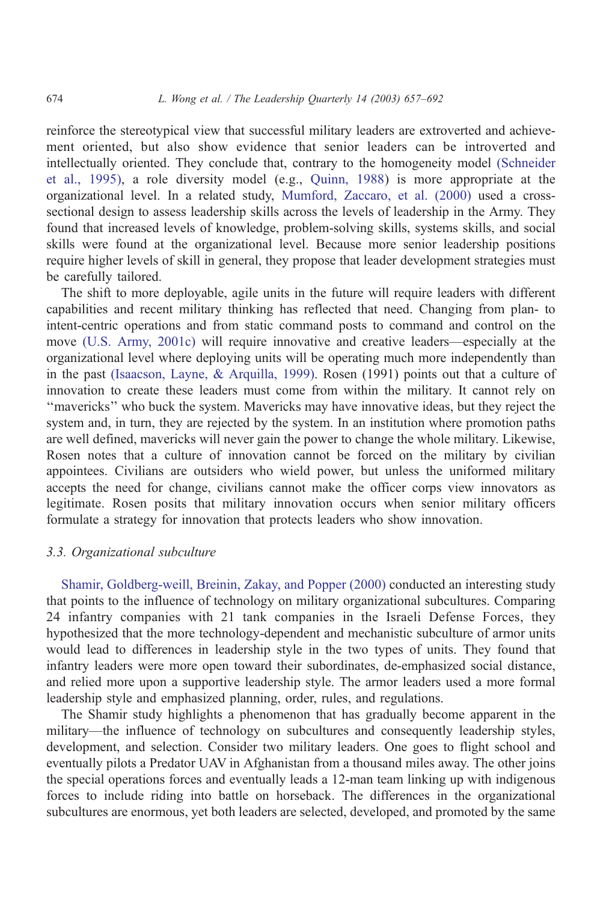reinforce the stereotypical view that successful military leaders are extroverted and achievement oriented, but also show evidence that senior leaders can be introverted and intellectually oriented. They conclude that, contrary to the homogeneity model (Schneider et al., 1995), a role diversity model (e.g., Quinn, 1988) is more appropriate at the organizational level. In a related study, Mumford, Zaccaro, et al. (2000) used a cross-sectional design to assess leadership skills across the levels of leadership in the Army. They found that increased levels of knowledge, problem-solving skills, systems skills, and social skills were found at the organizational level. Because more senior leadership positions require higher levels of skill in general, they propose that leader development strategies must be carefully tailored.

The shift to more deployable, agile units in the future will require leaders with different capabilities and recent military thinking has reflected that need. Changing from plan- to intent-centric operations and from static command posts to command and control on the move (U.S. Army, 2001c) will require innovative and creative leaders—especially at the organizational level where deploying units will be operating much more independently than in the past (Isaacson, Layne, & Arquilla, 1999). Rosen (1991) points out that a culture of innovation to create these leaders must come from within the military. It cannot rely on "mavericks" who buck the system. Mavericks may have innovative ideas, but they reject the system and, in turn, they are rejected by the system. In an institution where promotion paths are well defined, mavericks will never gain the power to change the whole military. Likewise, Rosen notes that a culture of innovation cannot be forced on the military by civilian appointees. Civilians are outsiders who wield power, but unless the uniformed military accepts the need for change, civilians cannot make the officer corps view innovators as legitimate. Rosen posits that military innovation occurs when senior military officers formulate a strategy for innovation that protects leaders who show innovation.

### 3.3. Organizational subculture

Shamir, Goldberg-weill, Breinin, Zakay, and Popper (2000) conducted an interesting study that points to the influence of technology on military organizational subcultures. Comparing 24 infantry companies with 21 tank companies in the Israeli Defense Forces, they hypothesized that the more technology-dependent and mechanistic subculture of armor units would lead to differences in leadership style in the two types of units. They found that infantry leaders were more open toward their subordinates, de-emphasized social distance, and relied more upon a supportive leadership style. The armor leaders used a more formal leadership style and emphasized planning, order, rules, and regulations.

The Shamir study highlights a phenomenon that has gradually become apparent in the military—the influence of technology on subcultures and consequently leadership styles, development, and selection. Consider two military leaders. One goes to flight school and eventually pilots a Predator UAV in Afghanistan from a thousand miles away. The other joins the special operations forces and eventually leads a 12-man team linking up with indigenous forces to include riding into battle on horseback. The differences in the organizational subcultures are enormous, yet both leaders are selected, developed, and promoted by the same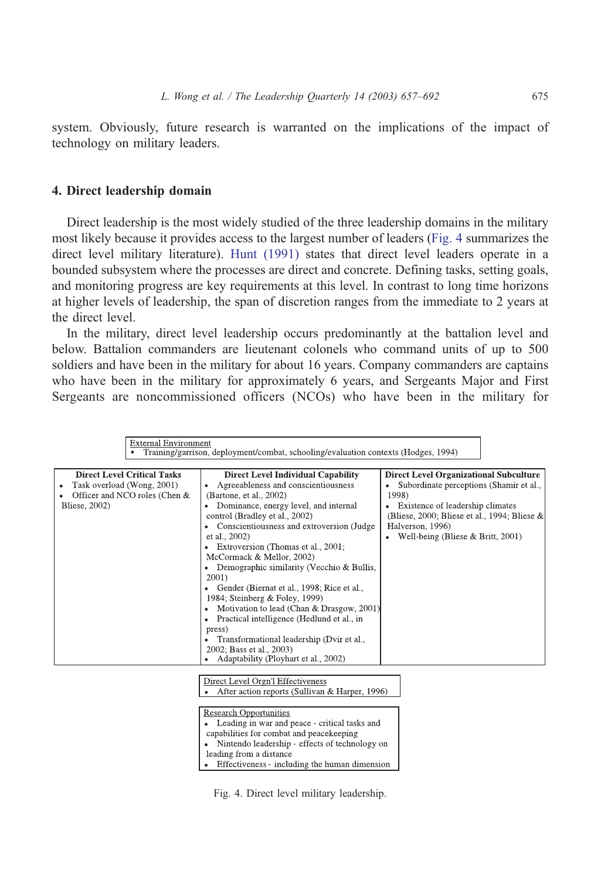system. Obviously, future research is warranted on the implications of the impact of technology on military leaders.

## 4. Direct leadership domain

Direct leadership is the most widely studied of the three leadership domains in the military most likely because it provides access to the largest number of leaders (Fig. 4 summarizes the direct level military literature). Hunt (1991) states that direct level leaders operate in a bounded subsystem where the processes are direct and concrete. Defining tasks, setting goals, and monitoring progress are key requirements at this level. In contrast to long time horizons at higher levels of leadership, the span of discretion ranges from the immediate to 2 years at the direct level.

In the military, direct level leadership occurs predominantly at the battalion level and below. Battalion commanders are lieutenant colonels who command units of up to 500 soldiers and have been in the military for about 16 years. Company commanders are captains who have been in the military for approximately 6 years, and Sergeants Major and First Sergeants are noncommissioned officers (NCOs) who have been in the military for

External Environment
- Training/garrison, deployment/combat, schooling/evaluation contexts (Hodges, 1994)

| Direct Level Critical Tasks | Direct Level Individual Capability | Direct Level Organizational Subculture |
|---|---|---|
| • Task overload (Wong, 2001)<br>• Officer and NCO roles (Chen & Bliese, 2002) | • Agreeableness and conscientiousness (Bartone, et al., 2002)<br>• Dominance, energy level, and internal control (Bradley et al., 2002)<br>• Conscientiousness and extroversion (Judge et al., 2002)<br>• Extroversion (Thomas et al., 2001; McCormack & Mellor, 2002)<br>• Demographic similarity (Vecchio & Bullis, 2001)<br>• Gender (Biernat et al., 1998; Rice et al., 1984; Steinberg & Foley, 1999)<br>• Motivation to lead (Chan & Drasgow, 2001)<br>• Practical intelligence (Hedlund et al., in press)<br>• Transformational leadership (Dvir et al., 2002; Bass et al., 2003)<br>• Adaptability (Ployhart et al., 2002) | • Subordinate perceptions (Shamir et al., 1998)<br>• Existence of leadership climates (Bliese, 2000; Bliese et al., 1994; Bliese & Halverson, 1996)<br>• Well-being (Bliese & Britt, 2001) |

Direct Level Orgn'l Effectiveness
- After action reports (Sullivan & Harper, 1996)

Research Opportunities
- Leading in war and peace - critical tasks and capabilities for combat and peacekeeping
- Nintendo leadership - effects of technology on leading from a distance
- Effectiveness - including the human dimension

Fig. 4. Direct level military leadership.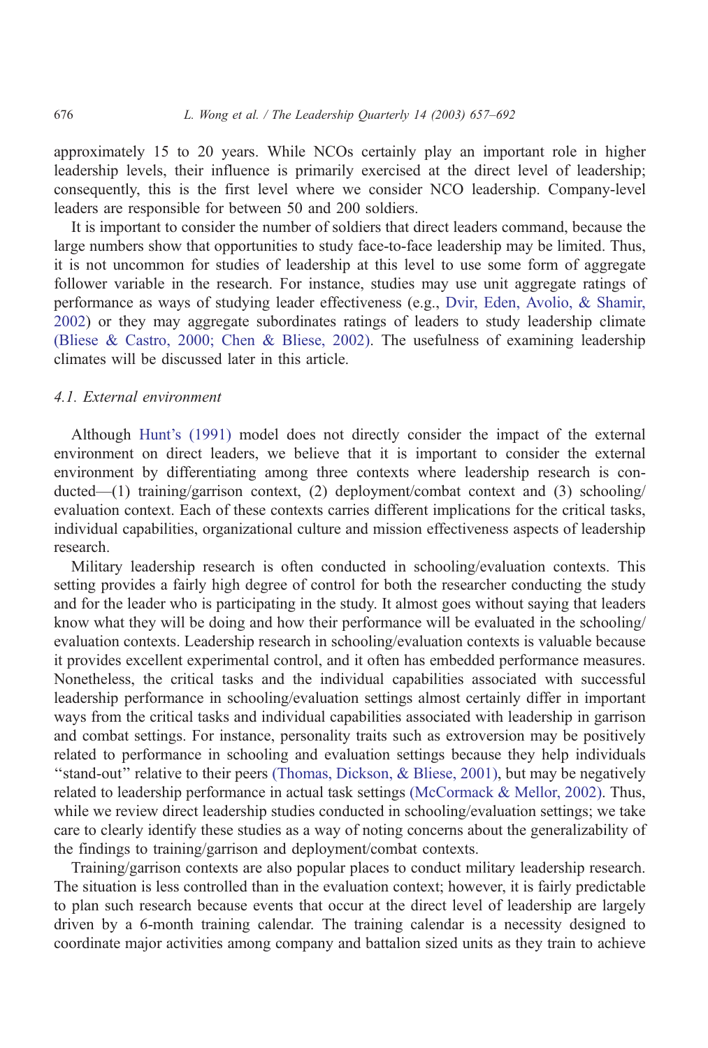approximately 15 to 20 years. While NCOs certainly play an important role in higher leadership levels, their influence is primarily exercised at the direct level of leadership; consequently, this is the first level where we consider NCO leadership. Company-level leaders are responsible for between 50 and 200 soldiers.

It is important to consider the number of soldiers that direct leaders command, because the large numbers show that opportunities to study face-to-face leadership may be limited. Thus, it is not uncommon for studies of leadership at this level to use some form of aggregate follower variable in the research. For instance, studies may use unit aggregate ratings of performance as ways of studying leader effectiveness (e.g., Dvir, Eden, Avolio, & Shamir, 2002) or they may aggregate subordinates ratings of leaders to study leadership climate (Bliese & Castro, 2000; Chen & Bliese, 2002). The usefulness of examining leadership climates will be discussed later in this article.

### 4.1. External environment

Although Hunt's (1991) model does not directly consider the impact of the external environment on direct leaders, we believe that it is important to consider the external environment by differentiating among three contexts where leadership research is conducted—(1) training/garrison context, (2) deployment/combat context and (3) schooling/evaluation context. Each of these contexts carries different implications for the critical tasks, individual capabilities, organizational culture and mission effectiveness aspects of leadership research.

Military leadership research is often conducted in schooling/evaluation contexts. This setting provides a fairly high degree of control for both the researcher conducting the study and for the leader who is participating in the study. It almost goes without saying that leaders know what they will be doing and how their performance will be evaluated in the schooling/evaluation contexts. Leadership research in schooling/evaluation contexts is valuable because it provides excellent experimental control, and it often has embedded performance measures. Nonetheless, the critical tasks and the individual capabilities associated with successful leadership performance in schooling/evaluation settings almost certainly differ in important ways from the critical tasks and individual capabilities associated with leadership in garrison and combat settings. For instance, personality traits such as extroversion may be positively related to performance in schooling and evaluation settings because they help individuals "stand-out" relative to their peers (Thomas, Dickson, & Bliese, 2001), but may be negatively related to leadership performance in actual task settings (McCormack & Mellor, 2002). Thus, while we review direct leadership studies conducted in schooling/evaluation settings; we take care to clearly identify these studies as a way of noting concerns about the generalizability of the findings to training/garrison and deployment/combat contexts.

Training/garrison contexts are also popular places to conduct military leadership research. The situation is less controlled than in the evaluation context; however, it is fairly predictable to plan such research because events that occur at the direct level of leadership are largely driven by a 6-month training calendar. The training calendar is a necessity designed to coordinate major activities among company and battalion sized units as they train to achieve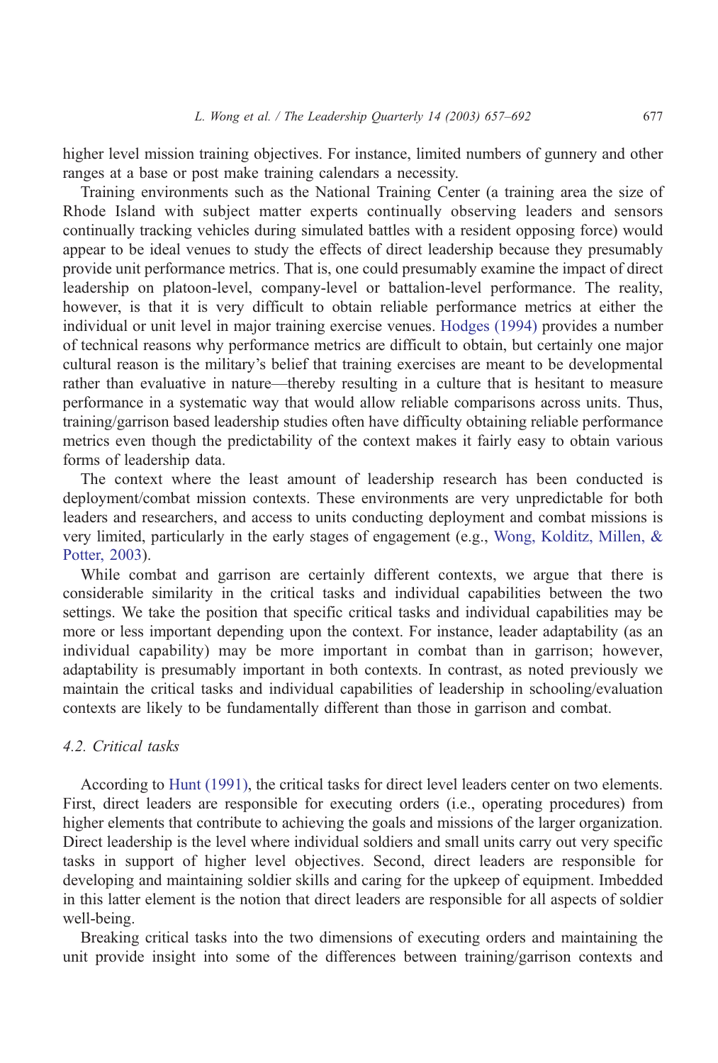higher level mission training objectives. For instance, limited numbers of gunnery and other ranges at a base or post make training calendars a necessity.

Training environments such as the National Training Center (a training area the size of Rhode Island with subject matter experts continually observing leaders and sensors continually tracking vehicles during simulated battles with a resident opposing force) would appear to be ideal venues to study the effects of direct leadership because they presumably provide unit performance metrics. That is, one could presumably examine the impact of direct leadership on platoon-level, company-level or battalion-level performance. The reality, however, is that it is very difficult to obtain reliable performance metrics at either the individual or unit level in major training exercise venues. Hodges (1994) provides a number of technical reasons why performance metrics are difficult to obtain, but certainly one major cultural reason is the military's belief that training exercises are meant to be developmental rather than evaluative in nature—thereby resulting in a culture that is hesitant to measure performance in a systematic way that would allow reliable comparisons across units. Thus, training/garrison based leadership studies often have difficulty obtaining reliable performance metrics even though the predictability of the context makes it fairly easy to obtain various forms of leadership data.

The context where the least amount of leadership research has been conducted is deployment/combat mission contexts. These environments are very unpredictable for both leaders and researchers, and access to units conducting deployment and combat missions is very limited, particularly in the early stages of engagement (e.g., Wong, Kolditz, Millen, & Potter, 2003).

While combat and garrison are certainly different contexts, we argue that there is considerable similarity in the critical tasks and individual capabilities between the two settings. We take the position that specific critical tasks and individual capabilities may be more or less important depending upon the context. For instance, leader adaptability (as an individual capability) may be more important in combat than in garrison; however, adaptability is presumably important in both contexts. In contrast, as noted previously we maintain the critical tasks and individual capabilities of leadership in schooling/evaluation contexts are likely to be fundamentally different than those in garrison and combat.

### 4.2. Critical tasks

According to Hunt (1991), the critical tasks for direct level leaders center on two elements. First, direct leaders are responsible for executing orders (i.e., operating procedures) from higher elements that contribute to achieving the goals and missions of the larger organization. Direct leadership is the level where individual soldiers and small units carry out very specific tasks in support of higher level objectives. Second, direct leaders are responsible for developing and maintaining soldier skills and caring for the upkeep of equipment. Imbedded in this latter element is the notion that direct leaders are responsible for all aspects of soldier well-being.

Breaking critical tasks into the two dimensions of executing orders and maintaining the unit provide insight into some of the differences between training/garrison contexts and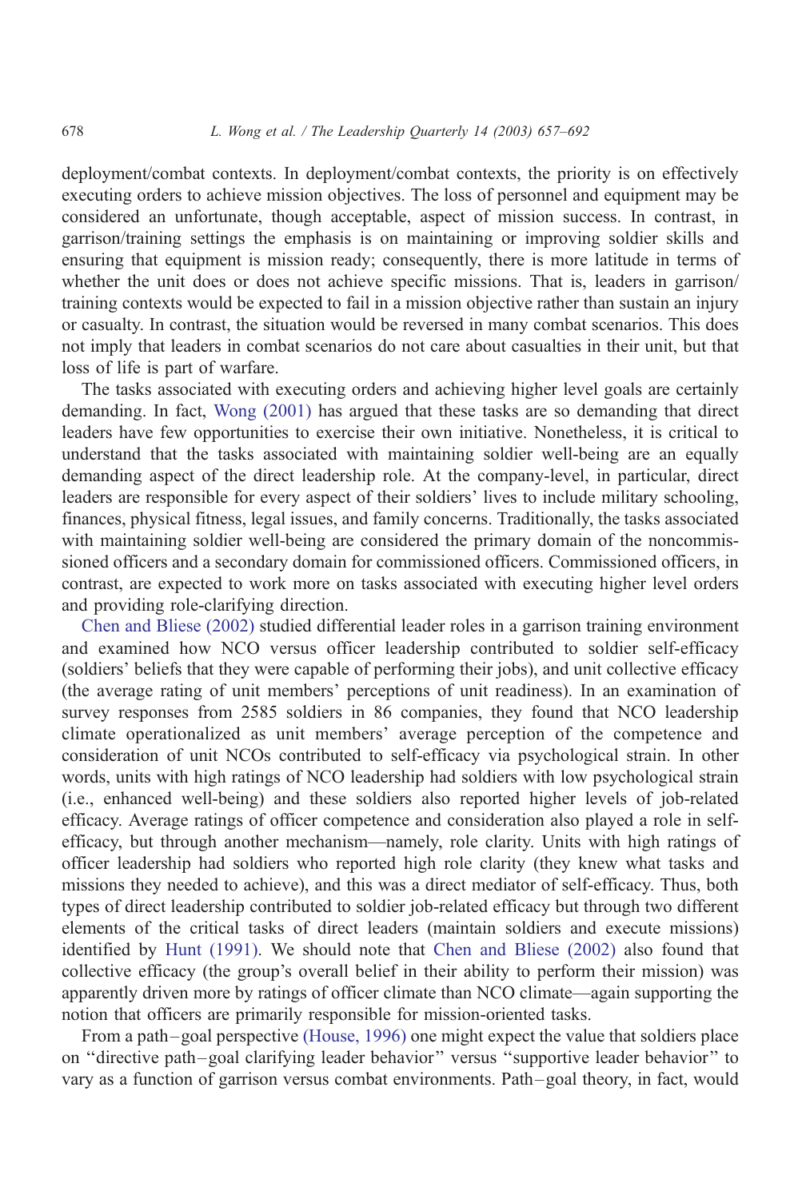deployment/combat contexts. In deployment/combat contexts, the priority is on effectively executing orders to achieve mission objectives. The loss of personnel and equipment may be considered an unfortunate, though acceptable, aspect of mission success. In contrast, in garrison/training settings the emphasis is on maintaining or improving soldier skills and ensuring that equipment is mission ready; consequently, there is more latitude in terms of whether the unit does or does not achieve specific missions. That is, leaders in garrison/training contexts would be expected to fail in a mission objective rather than sustain an injury or casualty. In contrast, the situation would be reversed in many combat scenarios. This does not imply that leaders in combat scenarios do not care about casualties in their unit, but that loss of life is part of warfare.

The tasks associated with executing orders and achieving higher level goals are certainly demanding. In fact, Wong (2001) has argued that these tasks are so demanding that direct leaders have few opportunities to exercise their own initiative. Nonetheless, it is critical to understand that the tasks associated with maintaining soldier well-being are an equally demanding aspect of the direct leadership role. At the company-level, in particular, direct leaders are responsible for every aspect of their soldiers' lives to include military schooling, finances, physical fitness, legal issues, and family concerns. Traditionally, the tasks associated with maintaining soldier well-being are considered the primary domain of the noncommissioned officers and a secondary domain for commissioned officers. Commissioned officers, in contrast, are expected to work more on tasks associated with executing higher level orders and providing role-clarifying direction.

Chen and Bliese (2002) studied differential leader roles in a garrison training environment and examined how NCO versus officer leadership contributed to soldier self-efficacy (soldiers' beliefs that they were capable of performing their jobs), and unit collective efficacy (the average rating of unit members' perceptions of unit readiness). In an examination of survey responses from 2585 soldiers in 86 companies, they found that NCO leadership climate operationalized as unit members' average perception of the competence and consideration of unit NCOs contributed to self-efficacy via psychological strain. In other words, units with high ratings of NCO leadership had soldiers with low psychological strain (i.e., enhanced well-being) and these soldiers also reported higher levels of job-related efficacy. Average ratings of officer competence and consideration also played a role in self-efficacy, but through another mechanism—namely, role clarity. Units with high ratings of officer leadership had soldiers who reported high role clarity (they knew what tasks and missions they needed to achieve), and this was a direct mediator of self-efficacy. Thus, both types of direct leadership contributed to soldier job-related efficacy but through two different elements of the critical tasks of direct leaders (maintain soldiers and execute missions) identified by Hunt (1991). We should note that Chen and Bliese (2002) also found that collective efficacy (the group's overall belief in their ability to perform their mission) was apparently driven more by ratings of officer climate than NCO climate—again supporting the notion that officers are primarily responsible for mission-oriented tasks.

From a path–goal perspective (House, 1996) one might expect the value that soldiers place on "directive path–goal clarifying leader behavior" versus "supportive leader behavior" to vary as a function of garrison versus combat environments. Path–goal theory, in fact, would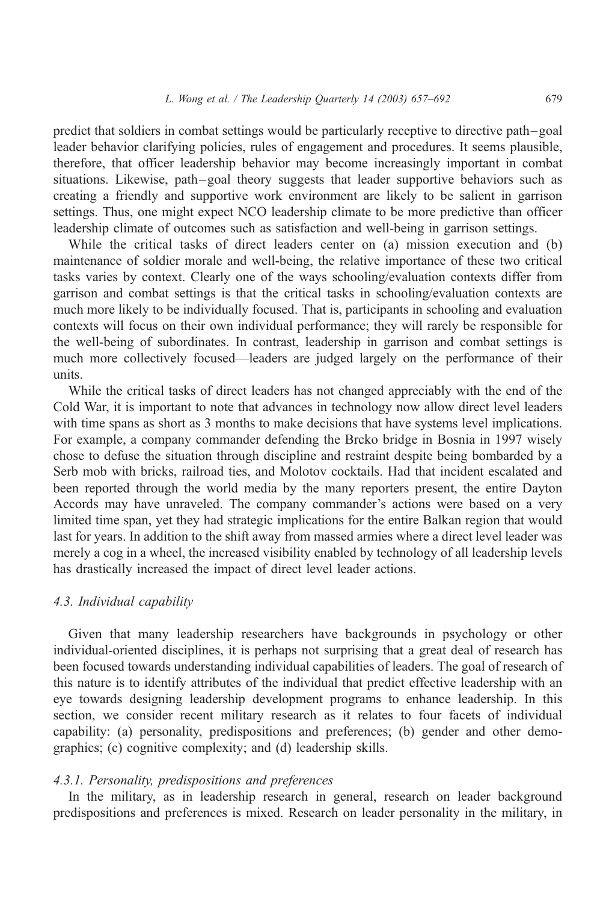predict that soldiers in combat settings would be particularly receptive to directive path–goal leader behavior clarifying policies, rules of engagement and procedures. It seems plausible, therefore, that officer leadership behavior may become increasingly important in combat situations. Likewise, path–goal theory suggests that leader supportive behaviors such as creating a friendly and supportive work environment are likely to be salient in garrison settings. Thus, one might expect NCO leadership climate to be more predictive than officer leadership climate of outcomes such as satisfaction and well-being in garrison settings.

While the critical tasks of direct leaders center on (a) mission execution and (b) maintenance of soldier morale and well-being, the relative importance of these two critical tasks varies by context. Clearly one of the ways schooling/evaluation contexts differ from garrison and combat settings is that the critical tasks in schooling/evaluation contexts are much more likely to be individually focused. That is, participants in schooling and evaluation contexts will focus on their own individual performance; they will rarely be responsible for the well-being of subordinates. In contrast, leadership in garrison and combat settings is much more collectively focused—leaders are judged largely on the performance of their units.

While the critical tasks of direct leaders has not changed appreciably with the end of the Cold War, it is important to note that advances in technology now allow direct level leaders with time spans as short as 3 months to make decisions that have systems level implications. For example, a company commander defending the Brcko bridge in Bosnia in 1997 wisely chose to defuse the situation through discipline and restraint despite being bombarded by a Serb mob with bricks, railroad ties, and Molotov cocktails. Had that incident escalated and been reported through the world media by the many reporters present, the entire Dayton Accords may have unraveled. The company commander's actions were based on a very limited time span, yet they had strategic implications for the entire Balkan region that would last for years. In addition to the shift away from massed armies where a direct level leader was merely a cog in a wheel, the increased visibility enabled by technology of all leadership levels has drastically increased the impact of direct level leader actions.

### 4.3. Individual capability

Given that many leadership researchers have backgrounds in psychology or other individual-oriented disciplines, it is perhaps not surprising that a great deal of research has been focused towards understanding individual capabilities of leaders. The goal of research of this nature is to identify attributes of the individual that predict effective leadership with an eye towards designing leadership development programs to enhance leadership. In this section, we consider recent military research as it relates to four facets of individual capability: (a) personality, predispositions and preferences; (b) gender and other demographics; (c) cognitive complexity; and (d) leadership skills.

#### 4.3.1. Personality, predispositions and preferences

In the military, as in leadership research in general, research on leader background predispositions and preferences is mixed. Research on leader personality in the military, in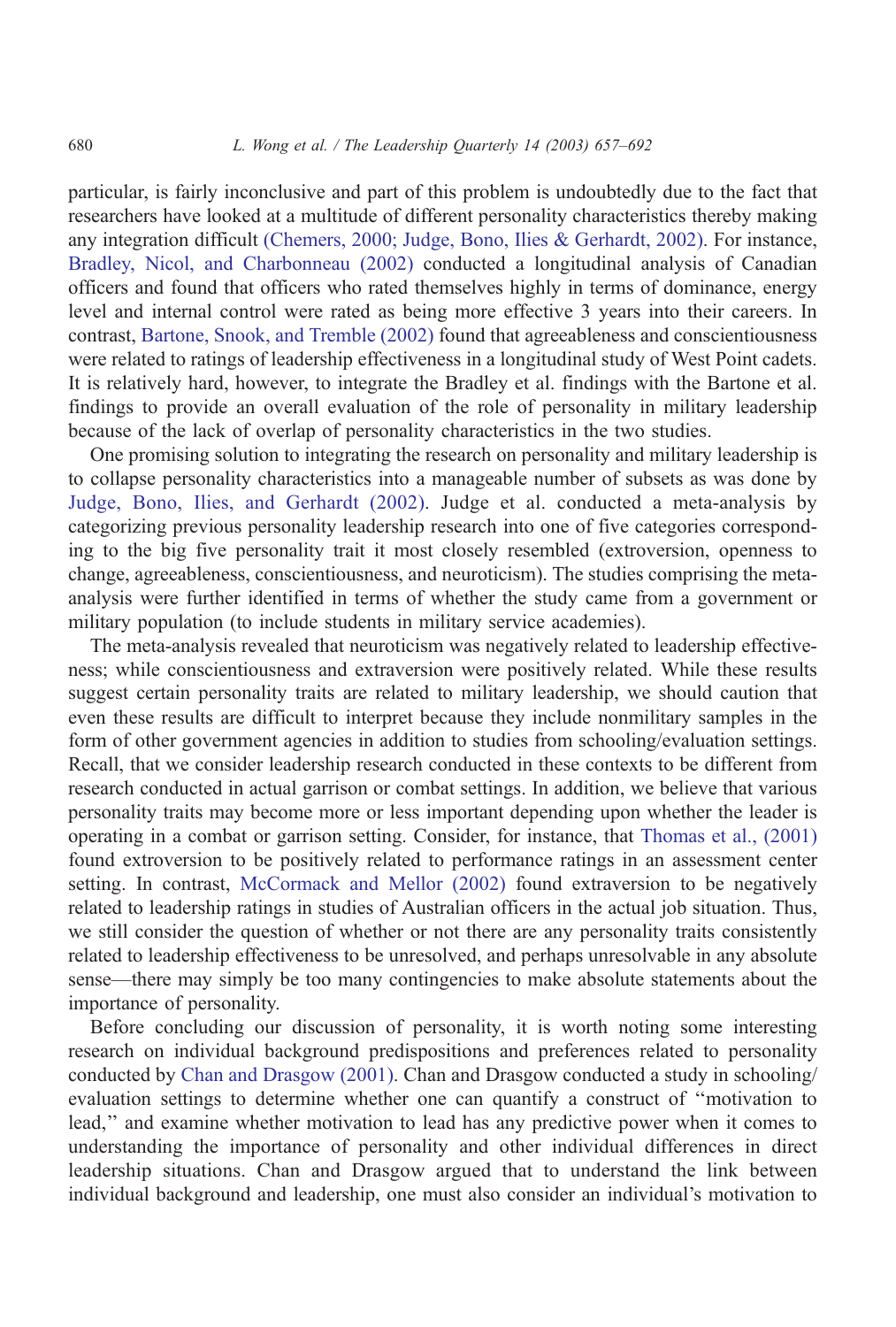particular, is fairly inconclusive and part of this problem is undoubtedly due to the fact that researchers have looked at a multitude of different personality characteristics thereby making any integration difficult (Chemers, 2000; Judge, Bono, Ilies & Gerhardt, 2002). For instance, Bradley, Nicol, and Charbonneau (2002) conducted a longitudinal analysis of Canadian officers and found that officers who rated themselves highly in terms of dominance, energy level and internal control were rated as being more effective 3 years into their careers. In contrast, Bartone, Snook, and Tremble (2002) found that agreeableness and conscientiousness were related to ratings of leadership effectiveness in a longitudinal study of West Point cadets. It is relatively hard, however, to integrate the Bradley et al. findings with the Bartone et al. findings to provide an overall evaluation of the role of personality in military leadership because of the lack of overlap of personality characteristics in the two studies.

One promising solution to integrating the research on personality and military leadership is to collapse personality characteristics into a manageable number of subsets as was done by Judge, Bono, Ilies, and Gerhardt (2002). Judge et al. conducted a meta-analysis by categorizing previous personality leadership research into one of five categories corresponding to the big five personality trait it most closely resembled (extroversion, openness to change, agreeableness, conscientiousness, and neuroticism). The studies comprising the meta-analysis were further identified in terms of whether the study came from a government or military population (to include students in military service academies).

The meta-analysis revealed that neuroticism was negatively related to leadership effectiveness; while conscientiousness and extraversion were positively related. While these results suggest certain personality traits are related to military leadership, we should caution that even these results are difficult to interpret because they include nonmilitary samples in the form of other government agencies in addition to studies from schooling/evaluation settings. Recall, that we consider leadership research conducted in these contexts to be different from research conducted in actual garrison or combat settings. In addition, we believe that various personality traits may become more or less important depending upon whether the leader is operating in a combat or garrison setting. Consider, for instance, that Thomas et al., (2001) found extroversion to be positively related to performance ratings in an assessment center setting. In contrast, McCormack and Mellor (2002) found extraversion to be negatively related to leadership ratings in studies of Australian officers in the actual job situation. Thus, we still consider the question of whether or not there are any personality traits consistently related to leadership effectiveness to be unresolved, and perhaps unresolvable in any absolute sense—there may simply be too many contingencies to make absolute statements about the importance of personality.

Before concluding our discussion of personality, it is worth noting some interesting research on individual background predispositions and preferences related to personality conducted by Chan and Drasgow (2001). Chan and Drasgow conducted a study in schooling/evaluation settings to determine whether one can quantify a construct of "motivation to lead," and examine whether motivation to lead has any predictive power when it comes to understanding the importance of personality and other individual differences in direct leadership situations. Chan and Drasgow argued that to understand the link between individual background and leadership, one must also consider an individual's motivation to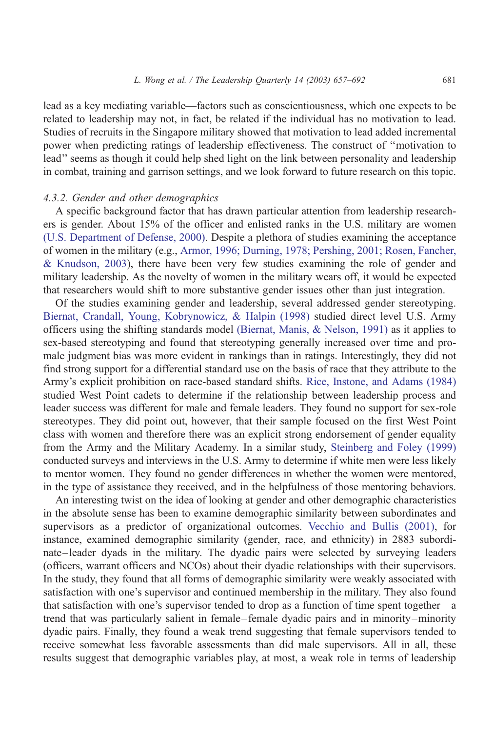lead as a key mediating variable—factors such as conscientiousness, which one expects to be related to leadership may not, in fact, be related if the individual has no motivation to lead. Studies of recruits in the Singapore military showed that motivation to lead added incremental power when predicting ratings of leadership effectiveness. The construct of "motivation to lead" seems as though it could help shed light on the link between personality and leadership in combat, training and garrison settings, and we look forward to future research on this topic.

#### *4.3.2. Gender and other demographics*

A specific background factor that has drawn particular attention from leadership researchers is gender. About 15% of the officer and enlisted ranks in the U.S. military are women (U.S. Department of Defense, 2000). Despite a plethora of studies examining the acceptance of women in the military (e.g., Armor, 1996; Durning, 1978; Pershing, 2001; Rosen, Fancher, & Knudson, 2003), there have been very few studies examining the role of gender and military leadership. As the novelty of women in the military wears off, it would be expected that researchers would shift to more substantive gender issues other than just integration.

Of the studies examining gender and leadership, several addressed gender stereotyping. Biernat, Crandall, Young, Kobrynowicz, & Halpin (1998) studied direct level U.S. Army officers using the shifting standards model (Biernat, Manis, & Nelson, 1991) as it applies to sex-based stereotyping and found that stereotyping generally increased over time and pro-male judgment bias was more evident in rankings than in ratings. Interestingly, they did not find strong support for a differential standard use on the basis of race that they attribute to the Army's explicit prohibition on race-based standard shifts. Rice, Instone, and Adams (1984) studied West Point cadets to determine if the relationship between leadership process and leader success was different for male and female leaders. They found no support for sex-role stereotypes. They did point out, however, that their sample focused on the first West Point class with women and therefore there was an explicit strong endorsement of gender equality from the Army and the Military Academy. In a similar study, Steinberg and Foley (1999) conducted surveys and interviews in the U.S. Army to determine if white men were less likely to mentor women. They found no gender differences in whether the women were mentored, in the type of assistance they received, and in the helpfulness of those mentoring behaviors.

An interesting twist on the idea of looking at gender and other demographic characteristics in the absolute sense has been to examine demographic similarity between subordinates and supervisors as a predictor of organizational outcomes. Vecchio and Bullis (2001), for instance, examined demographic similarity (gender, race, and ethnicity) in 2883 subordinate–leader dyads in the military. The dyadic pairs were selected by surveying leaders (officers, warrant officers and NCOs) about their dyadic relationships with their supervisors. In the study, they found that all forms of demographic similarity were weakly associated with satisfaction with one's supervisor and continued membership in the military. They also found that satisfaction with one's supervisor tended to drop as a function of time spent together—a trend that was particularly salient in female–female dyadic pairs and in minority–minority dyadic pairs. Finally, they found a weak trend suggesting that female supervisors tended to receive somewhat less favorable assessments than did male supervisors. All in all, these results suggest that demographic variables play, at most, a weak role in terms of leadership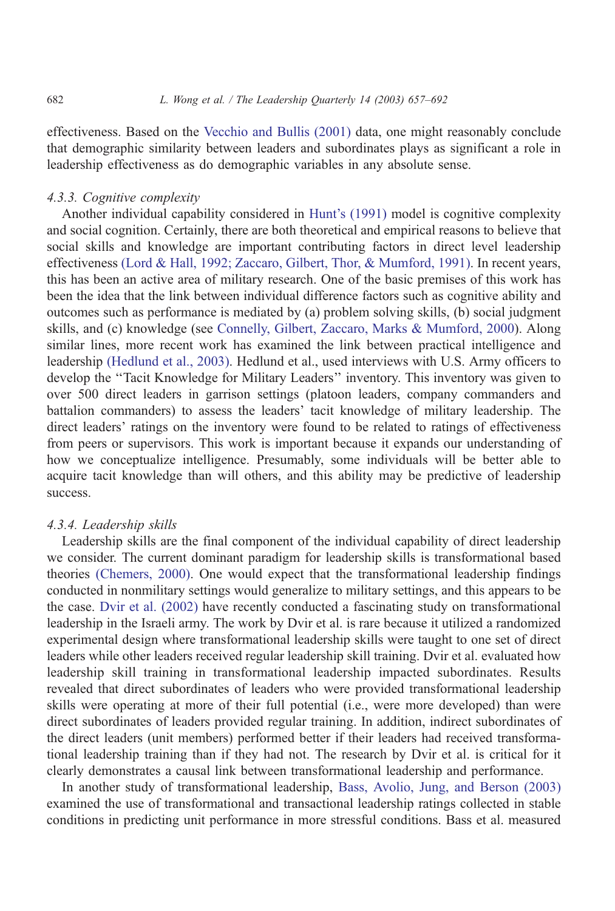effectiveness. Based on the Vecchio and Bullis (2001) data, one might reasonably conclude that demographic similarity between leaders and subordinates plays as significant a role in leadership effectiveness as do demographic variables in any absolute sense.

#### 4.3.3. Cognitive complexity

Another individual capability considered in Hunt's (1991) model is cognitive complexity and social cognition. Certainly, there are both theoretical and empirical reasons to believe that social skills and knowledge are important contributing factors in direct level leadership effectiveness (Lord & Hall, 1992; Zaccaro, Gilbert, Thor, & Mumford, 1991). In recent years, this has been an active area of military research. One of the basic premises of this work has been the idea that the link between individual difference factors such as cognitive ability and outcomes such as performance is mediated by (a) problem solving skills, (b) social judgment skills, and (c) knowledge (see Connelly, Gilbert, Zaccaro, Marks & Mumford, 2000). Along similar lines, more recent work has examined the link between practical intelligence and leadership (Hedlund et al., 2003). Hedlund et al., used interviews with U.S. Army officers to develop the ''Tacit Knowledge for Military Leaders'' inventory. This inventory was given to over 500 direct leaders in garrison settings (platoon leaders, company commanders and battalion commanders) to assess the leaders' tacit knowledge of military leadership. The direct leaders' ratings on the inventory were found to be related to ratings of effectiveness from peers or supervisors. This work is important because it expands our understanding of how we conceptualize intelligence. Presumably, some individuals will be better able to acquire tacit knowledge than will others, and this ability may be predictive of leadership success.

#### 4.3.4. Leadership skills

Leadership skills are the final component of the individual capability of direct leadership we consider. The current dominant paradigm for leadership skills is transformational based theories (Chemers, 2000). One would expect that the transformational leadership findings conducted in nonmilitary settings would generalize to military settings, and this appears to be the case. Dvir et al. (2002) have recently conducted a fascinating study on transformational leadership in the Israeli army. The work by Dvir et al. is rare because it utilized a randomized experimental design where transformational leadership skills were taught to one set of direct leaders while other leaders received regular leadership skill training. Dvir et al. evaluated how leadership skill training in transformational leadership impacted subordinates. Results revealed that direct subordinates of leaders who were provided transformational leadership skills were operating at more of their full potential (i.e., were more developed) than were direct subordinates of leaders provided regular training. In addition, indirect subordinates of the direct leaders (unit members) performed better if their leaders had received transformational leadership training than if they had not. The research by Dvir et al. is critical for it clearly demonstrates a causal link between transformational leadership and performance.

In another study of transformational leadership, Bass, Avolio, Jung, and Berson (2003) examined the use of transformational and transactional leadership ratings collected in stable conditions in predicting unit performance in more stressful conditions. Bass et al. measured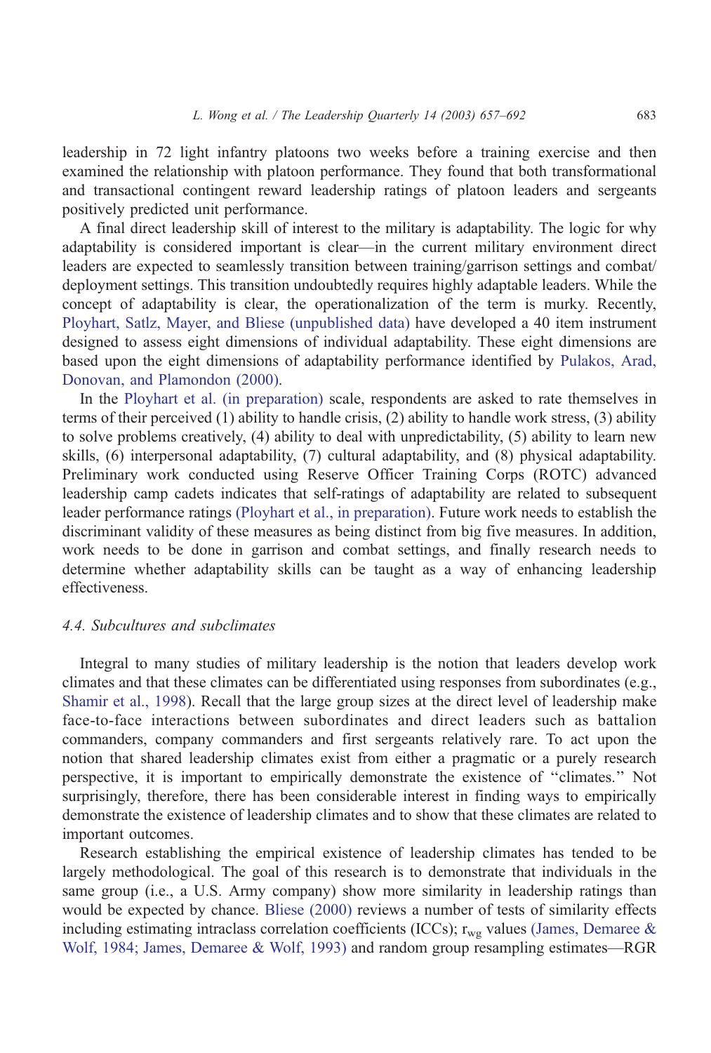leadership in 72 light infantry platoons two weeks before a training exercise and then examined the relationship with platoon performance. They found that both transformational and transactional contingent reward leadership ratings of platoon leaders and sergeants positively predicted unit performance.

A final direct leadership skill of interest to the military is adaptability. The logic for why adaptability is considered important is clear—in the current military environment direct leaders are expected to seamlessly transition between training/garrison settings and combat/deployment settings. This transition undoubtedly requires highly adaptable leaders. While the concept of adaptability is clear, the operationalization of the term is murky. Recently, Ployhart, Satlz, Mayer, and Bliese (unpublished data) have developed a 40 item instrument designed to assess eight dimensions of individual adaptability. These eight dimensions are based upon the eight dimensions of adaptability performance identified by Pulakos, Arad, Donovan, and Plamondon (2000).

In the Ployhart et al. (in preparation) scale, respondents are asked to rate themselves in terms of their perceived (1) ability to handle crisis, (2) ability to handle work stress, (3) ability to solve problems creatively, (4) ability to deal with unpredictability, (5) ability to learn new skills, (6) interpersonal adaptability, (7) cultural adaptability, and (8) physical adaptability. Preliminary work conducted using Reserve Officer Training Corps (ROTC) advanced leadership camp cadets indicates that self-ratings of adaptability are related to subsequent leader performance ratings (Ployhart et al., in preparation). Future work needs to establish the discriminant validity of these measures as being distinct from big five measures. In addition, work needs to be done in garrison and combat settings, and finally research needs to determine whether adaptability skills can be taught as a way of enhancing leadership effectiveness.

### *4.4. Subcultures and subclimates*

Integral to many studies of military leadership is the notion that leaders develop work climates and that these climates can be differentiated using responses from subordinates (e.g., Shamir et al., 1998). Recall that the large group sizes at the direct level of leadership make face-to-face interactions between subordinates and direct leaders such as battalion commanders, company commanders and first sergeants relatively rare. To act upon the notion that shared leadership climates exist from either a pragmatic or a purely research perspective, it is important to empirically demonstrate the existence of "climates." Not surprisingly, therefore, there has been considerable interest in finding ways to empirically demonstrate the existence of leadership climates and to show that these climates are related to important outcomes.

Research establishing the empirical existence of leadership climates has tended to be largely methodological. The goal of this research is to demonstrate that individuals in the same group (i.e., a U.S. Army company) show more similarity in leadership ratings than would be expected by chance. Bliese (2000) reviews a number of tests of similarity effects including estimating intraclass correlation coefficients (ICCs); $r_{wg}$ values (James, Demaree & Wolf, 1984; James, Demaree & Wolf, 1993) and random group resampling estimates—RGR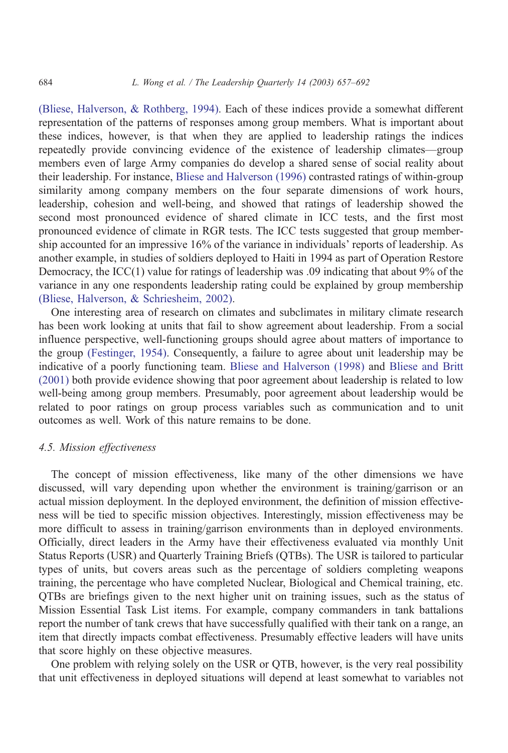(Bliese, Halverson, & Rothberg, 1994). Each of these indices provide a somewhat different representation of the patterns of responses among group members. What is important about these indices, however, is that when they are applied to leadership ratings the indices repeatedly provide convincing evidence of the existence of leadership climates—group members even of large Army companies do develop a shared sense of social reality about their leadership. For instance, Bliese and Halverson (1996) contrasted ratings of within-group similarity among company members on the four separate dimensions of work hours, leadership, cohesion and well-being, and showed that ratings of leadership showed the second most pronounced evidence of shared climate in ICC tests, and the first most pronounced evidence of climate in RGR tests. The ICC tests suggested that group membership accounted for an impressive 16% of the variance in individuals' reports of leadership. As another example, in studies of soldiers deployed to Haiti in 1994 as part of Operation Restore Democracy, the ICC(1) value for ratings of leadership was .09 indicating that about 9% of the variance in any one respondents leadership rating could be explained by group membership (Bliese, Halverson, & Schriesheim, 2002).

One interesting area of research on climates and subclimates in military climate research has been work looking at units that fail to show agreement about leadership. From a social influence perspective, well-functioning groups should agree about matters of importance to the group (Festinger, 1954). Consequently, a failure to agree about unit leadership may be indicative of a poorly functioning team. Bliese and Halverson (1998) and Bliese and Britt (2001) both provide evidence showing that poor agreement about leadership is related to low well-being among group members. Presumably, poor agreement about leadership would be related to poor ratings on group process variables such as communication and to unit outcomes as well. Work of this nature remains to be done.

### *4.5. Mission effectiveness*

The concept of mission effectiveness, like many of the other dimensions we have discussed, will vary depending upon whether the environment is training/garrison or an actual mission deployment. In the deployed environment, the definition of mission effectiveness will be tied to specific mission objectives. Interestingly, mission effectiveness may be more difficult to assess in training/garrison environments than in deployed environments. Officially, direct leaders in the Army have their effectiveness evaluated via monthly Unit Status Reports (USR) and Quarterly Training Briefs (QTBs). The USR is tailored to particular types of units, but covers areas such as the percentage of soldiers completing weapons training, the percentage who have completed Nuclear, Biological and Chemical training, etc. QTBs are briefings given to the next higher unit on training issues, such as the status of Mission Essential Task List items. For example, company commanders in tank battalions report the number of tank crews that have successfully qualified with their tank on a range, an item that directly impacts combat effectiveness. Presumably effective leaders will have units that score highly on these objective measures.

One problem with relying solely on the USR or QTB, however, is the very real possibility that unit effectiveness in deployed situations will depend at least somewhat to variables not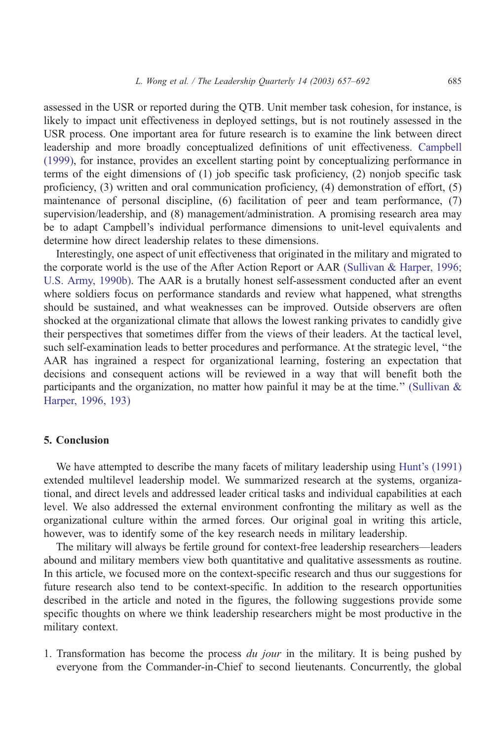assessed in the USR or reported during the QTB. Unit member task cohesion, for instance, is likely to impact unit effectiveness in deployed settings, but is not routinely assessed in the USR process. One important area for future research is to examine the link between direct leadership and more broadly conceptualized definitions of unit effectiveness. Campbell (1999), for instance, provides an excellent starting point by conceptualizing performance in terms of the eight dimensions of (1) job specific task proficiency, (2) nonjob specific task proficiency, (3) written and oral communication proficiency, (4) demonstration of effort, (5) maintenance of personal discipline, (6) facilitation of peer and team performance, (7) supervision/leadership, and (8) management/administration. A promising research area may be to adapt Campbell's individual performance dimensions to unit-level equivalents and determine how direct leadership relates to these dimensions.

Interestingly, one aspect of unit effectiveness that originated in the military and migrated to the corporate world is the use of the After Action Report or AAR (Sullivan & Harper, 1996; U.S. Army, 1990b). The AAR is a brutally honest self-assessment conducted after an event where soldiers focus on performance standards and review what happened, what strengths should be sustained, and what weaknesses can be improved. Outside observers are often shocked at the organizational climate that allows the lowest ranking privates to candidly give their perspectives that sometimes differ from the views of their leaders. At the tactical level, such self-examination leads to better procedures and performance. At the strategic level, "the AAR has ingrained a respect for organizational learning, fostering an expectation that decisions and consequent actions will be reviewed in a way that will benefit both the participants and the organization, no matter how painful it may be at the time." (Sullivan & Harper, 1996, 193)

## 5. Conclusion

We have attempted to describe the many facets of military leadership using Hunt's (1991) extended multilevel leadership model. We summarized research at the systems, organizational, and direct levels and addressed leader critical tasks and individual capabilities at each level. We also addressed the external environment confronting the military as well as the organizational culture within the armed forces. Our original goal in writing this article, however, was to identify some of the key research needs in military leadership.

The military will always be fertile ground for context-free leadership researchers—leaders abound and military members view both quantitative and qualitative assessments as routine. In this article, we focused more on the context-specific research and thus our suggestions for future research also tend to be context-specific. In addition to the research opportunities described in the article and noted in the figures, the following suggestions provide some specific thoughts on where we think leadership researchers might be most productive in the military context.

1. Transformation has become the process *du jour* in the military. It is being pushed by everyone from the Commander-in-Chief to second lieutenants. Concurrently, the global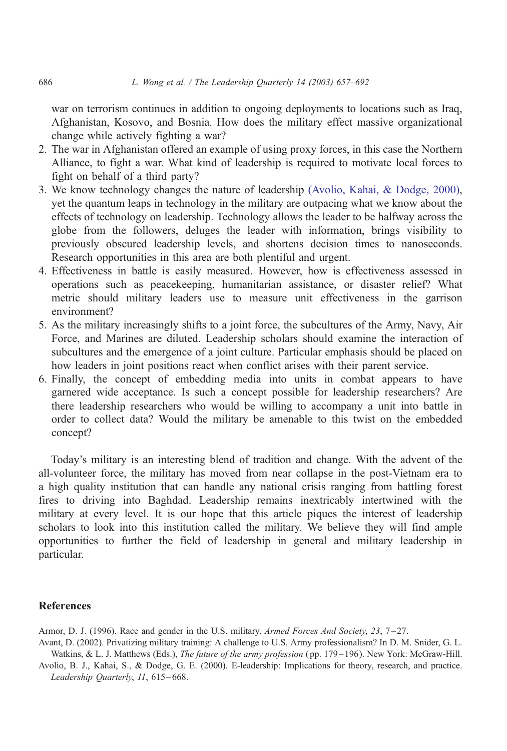war on terrorism continues in addition to ongoing deployments to locations such as Iraq, Afghanistan, Kosovo, and Bosnia. How does the military effect massive organizational change while actively fighting a war?

2. The war in Afghanistan offered an example of using proxy forces, in this case the Northern Alliance, to fight a war. What kind of leadership is required to motivate local forces to fight on behalf of a third party?
3. We know technology changes the nature of leadership (Avolio, Kahai, & Dodge, 2000), yet the quantum leaps in technology in the military are outpacing what we know about the effects of technology on leadership. Technology allows the leader to be halfway across the globe from the followers, deluges the leader with information, brings visibility to previously obscured leadership levels, and shortens decision times to nanoseconds. Research opportunities in this area are both plentiful and urgent.
4. Effectiveness in battle is easily measured. However, how is effectiveness assessed in operations such as peacekeeping, humanitarian assistance, or disaster relief? What metric should military leaders use to measure unit effectiveness in the garrison environment?
5. As the military increasingly shifts to a joint force, the subcultures of the Army, Navy, Air Force, and Marines are diluted. Leadership scholars should examine the interaction of subcultures and the emergence of a joint culture. Particular emphasis should be placed on how leaders in joint positions react when conflict arises with their parent service.
6. Finally, the concept of embedding media into units in combat appears to have garnered wide acceptance. Is such a concept possible for leadership researchers? Are there leadership researchers who would be willing to accompany a unit into battle in order to collect data? Would the military be amenable to this twist on the embedded concept?

Today's military is an interesting blend of tradition and change. With the advent of the all-volunteer force, the military has moved from near collapse in the post-Vietnam era to a high quality institution that can handle any national crisis ranging from battling forest fires to driving into Baghdad. Leadership remains inextricably intertwined with the military at every level. It is our hope that this article piques the interest of leadership scholars to look into this institution called the military. We believe they will find ample opportunities to further the field of leadership in general and military leadership in particular.

## References

Armor, D. J. (1996). Race and gender in the U.S. military. *Armed Forces And Society*, *23*, 7–27.

Avant, D. (2002). Privatizing military training: A challenge to U.S. Army professionalism? In D. M. Snider, G. L. Watkins, & L. J. Matthews (Eds.), *The future of the army profession* (pp. 179–196). New York: McGraw-Hill.

Avolio, B. J., Kahai, S., & Dodge, G. E. (2000). E-leadership: Implications for theory, research, and practice. *Leadership Quarterly*, *11*, 615–668.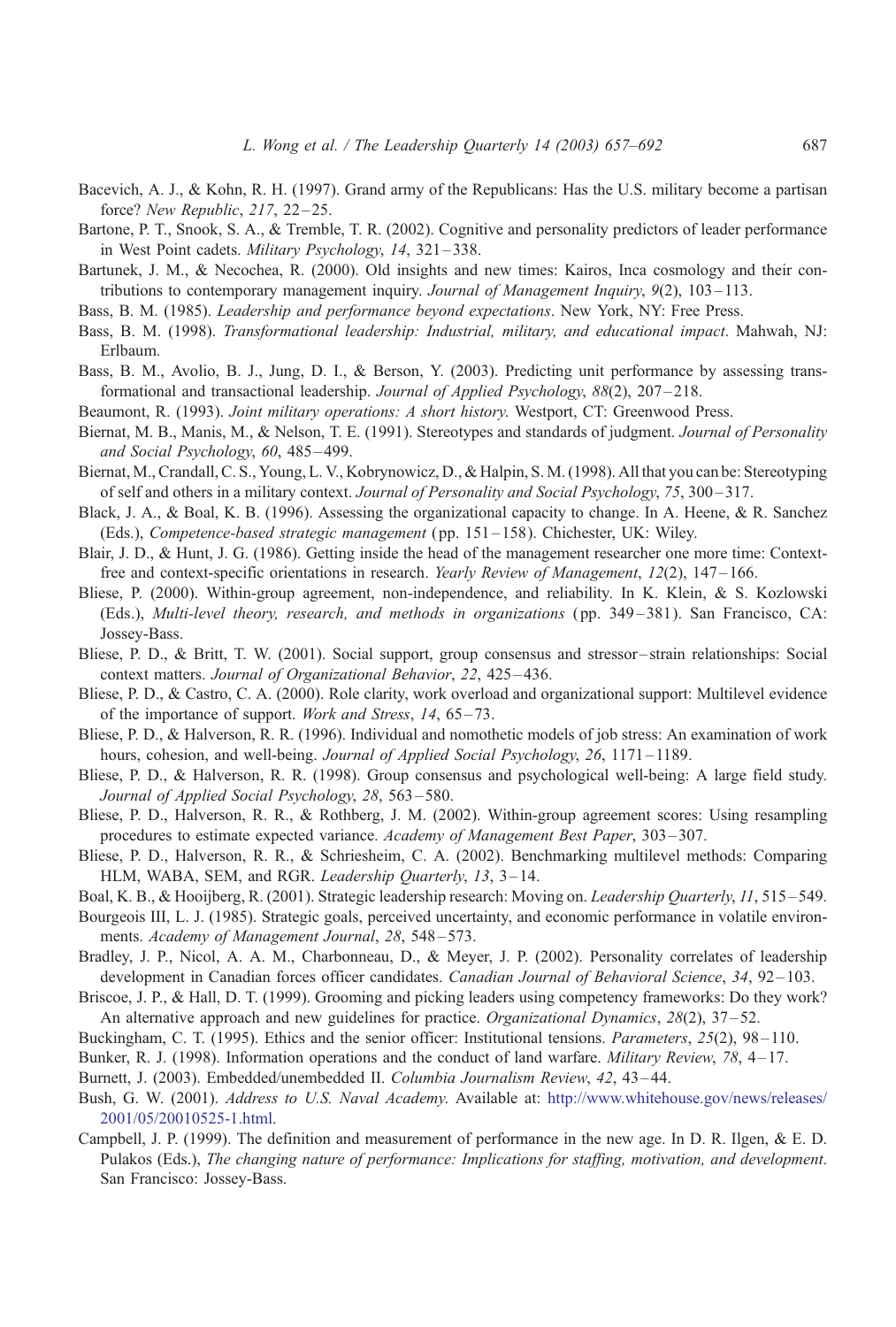Bacevich, A. J., & Kohn, R. H. (1997). Grand army of the Republicans: Has the U.S. military become a partisan force? *New Republic*, *217*, 22–25.

Bartone, P. T., Snook, S. A., & Tremble, T. R. (2002). Cognitive and personality predictors of leader performance in West Point cadets. *Military Psychology*, *14*, 321–338.

Bartunek, J. M., & Necochea, R. (2000). Old insights and new times: Kairos, Inca cosmology and their contributions to contemporary management inquiry. *Journal of Management Inquiry*, *9*(2), 103–113.

Bass, B. M. (1985). *Leadership and performance beyond expectations*. New York, NY: Free Press.

Bass, B. M. (1998). *Transformational leadership: Industrial, military, and educational impact*. Mahwah, NJ: Erlbaum.

Bass, B. M., Avolio, B. J., Jung, D. I., & Berson, Y. (2003). Predicting unit performance by assessing transformational and transactional leadership. *Journal of Applied Psychology*, *88*(2), 207–218.

Beaumont, R. (1993). *Joint military operations: A short history*. Westport, CT: Greenwood Press.

Biernat, M. B., Manis, M., & Nelson, T. E. (1991). Stereotypes and standards of judgment. *Journal of Personality and Social Psychology*, *60*, 485–499.

Biernat, M., Crandall, C. S., Young, L. V., Kobrynowicz, D., & Halpin, S. M. (1998). All that you can be: Stereotyping of self and others in a military context. *Journal of Personality and Social Psychology*, *75*, 300–317.

Black, J. A., & Boal, K. B. (1996). Assessing the organizational capacity to change. In A. Heene, & R. Sanchez (Eds.), *Competence-based strategic management* (pp. 151–158). Chichester, UK: Wiley.

Blair, J. D., & Hunt, J. G. (1986). Getting inside the head of the management researcher one more time: Context-free and context-specific orientations in research. *Yearly Review of Management*, *12*(2), 147–166.

Bliese, P. (2000). Within-group agreement, non-independence, and reliability. In K. Klein, & S. Kozlowski (Eds.), *Multi-level theory, research, and methods in organizations* (pp. 349–381). San Francisco, CA: Jossey-Bass.

Bliese, P. D., & Britt, T. W. (2001). Social support, group consensus and stressor–strain relationships: Social context matters. *Journal of Organizational Behavior*, *22*, 425–436.

Bliese, P. D., & Castro, C. A. (2000). Role clarity, work overload and organizational support: Multilevel evidence of the importance of support. *Work and Stress*, *14*, 65–73.

Bliese, P. D., & Halverson, R. R. (1996). Individual and nomothetic models of job stress: An examination of work hours, cohesion, and well-being. *Journal of Applied Social Psychology*, *26*, 1171–1189.

Bliese, P. D., & Halverson, R. R. (1998). Group consensus and psychological well-being: A large field study. *Journal of Applied Social Psychology*, *28*, 563–580.

Bliese, P. D., Halverson, R. R., & Rothberg, J. M. (2002). Within-group agreement scores: Using resampling procedures to estimate expected variance. *Academy of Management Best Paper*, 303–307.

Bliese, P. D., Halverson, R. R., & Schriesheim, C. A. (2002). Benchmarking multilevel methods: Comparing HLM, WABA, SEM, and RGR. *Leadership Quarterly*, *13*, 3–14.

Boal, K. B., & Hooijberg, R. (2001). Strategic leadership research: Moving on. *Leadership Quarterly*, *11*, 515–549.

Bourgeois III, L. J. (1985). Strategic goals, perceived uncertainty, and economic performance in volatile environments. *Academy of Management Journal*, *28*, 548–573.

Bradley, J. P., Nicol, A. A. M., Charbonneau, D., & Meyer, J. P. (2002). Personality correlates of leadership development in Canadian forces officer candidates. *Canadian Journal of Behavioral Science*, *34*, 92–103.

Briscoe, J. P., & Hall, D. T. (1999). Grooming and picking leaders using competency frameworks: Do they work? An alternative approach and new guidelines for practice. *Organizational Dynamics*, *28*(2), 37–52.

Buckingham, C. T. (1995). Ethics and the senior officer: Institutional tensions. *Parameters*, *25*(2), 98–110.

Bunker, R. J. (1998). Information operations and the conduct of land warfare. *Military Review*, *78*, 4–17.

Burnett, J. (2003). Embedded/unembedded II. *Columbia Journalism Review*, *42*, 43–44.

Bush, G. W. (2001). *Address to U.S. Naval Academy*. Available at: http://www.whitehouse.gov/news/releases/2001/05/20010525-1.html.

Campbell, J. P. (1999). The definition and measurement of performance in the new age. In D. R. Ilgen, & E. D. Pulakos (Eds.), *The changing nature of performance: Implications for staffing, motivation, and development*. San Francisco: Jossey-Bass.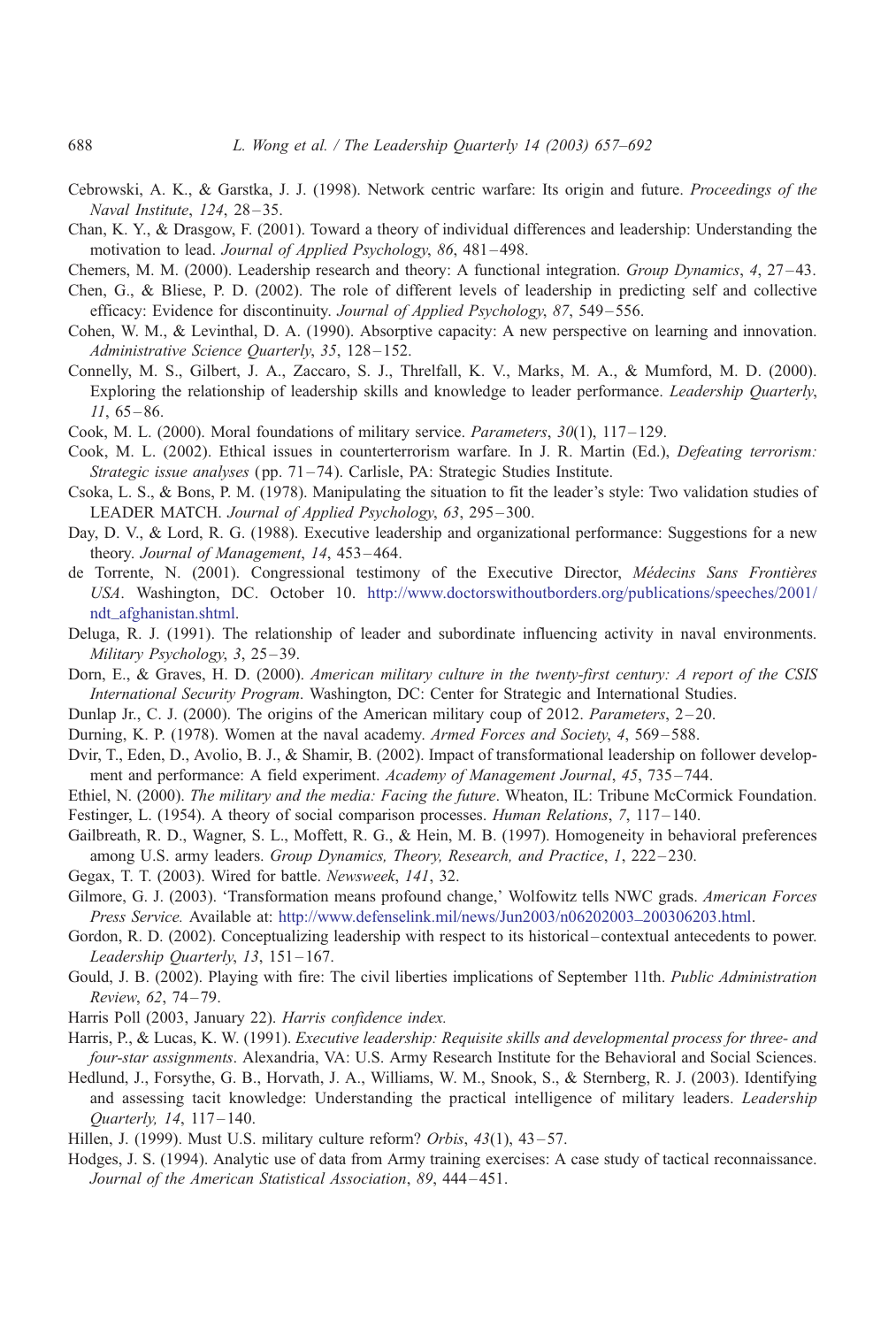Cebrowski, A. K., & Garstka, J. J. (1998). Network centric warfare: Its origin and future. *Proceedings of the Naval Institute*, *124*, 28–35.

Chan, K. Y., & Drasgow, F. (2001). Toward a theory of individual differences and leadership: Understanding the motivation to lead. *Journal of Applied Psychology*, *86*, 481–498.

Chemers, M. M. (2000). Leadership research and theory: A functional integration. *Group Dynamics*, *4*, 27–43.

Chen, G., & Bliese, P. D. (2002). The role of different levels of leadership in predicting self and collective efficacy: Evidence for discontinuity. *Journal of Applied Psychology*, *87*, 549–556.

Cohen, W. M., & Levinthal, D. A. (1990). Absorptive capacity: A new perspective on learning and innovation. *Administrative Science Quarterly*, *35*, 128–152.

Connelly, M. S., Gilbert, J. A., Zaccaro, S. J., Threlfall, K. V., Marks, M. A., & Mumford, M. D. (2000). Exploring the relationship of leadership skills and knowledge to leader performance. *Leadership Quarterly*, *11*, 65–86.

Cook, M. L. (2000). Moral foundations of military service. *Parameters*, *30*(1), 117–129.

Cook, M. L. (2002). Ethical issues in counterterrorism warfare. In J. R. Martin (Ed.), *Defeating terrorism: Strategic issue analyses* (pp. 71–74). Carlisle, PA: Strategic Studies Institute.

Csoka, L. S., & Bons, P. M. (1978). Manipulating the situation to fit the leader's style: Two validation studies of LEADER MATCH. *Journal of Applied Psychology*, *63*, 295–300.

Day, D. V., & Lord, R. G. (1988). Executive leadership and organizational performance: Suggestions for a new theory. *Journal of Management*, *14*, 453–464.

de Torrente, N. (2001). Congressional testimony of the Executive Director, *Médecins Sans Frontières USA*. Washington, DC. October 10. http://www.doctorswithoutborders.org/publications/speeches/2001/ndt_afghanistan.shtml.

Deluga, R. J. (1991). The relationship of leader and subordinate influencing activity in naval environments. *Military Psychology*, *3*, 25–39.

Dorn, E., & Graves, H. D. (2000). *American military culture in the twenty-first century: A report of the CSIS International Security Program*. Washington, DC: Center for Strategic and International Studies.

Dunlap Jr., C. J. (2000). The origins of the American military coup of 2012. *Parameters*, 2–20.

Durning, K. P. (1978). Women at the naval academy. *Armed Forces and Society*, *4*, 569–588.

Dvir, T., Eden, D., Avolio, B. J., & Shamir, B. (2002). Impact of transformational leadership on follower development and performance: A field experiment. *Academy of Management Journal*, *45*, 735–744.

Ethiel, N. (2000). *The military and the media: Facing the future*. Wheaton, IL: Tribune McCormick Foundation.

Festinger, L. (1954). A theory of social comparison processes. *Human Relations*, *7*, 117–140.

Gailbreath, R. D., Wagner, S. L., Moffett, R. G., & Hein, M. B. (1997). Homogeneity in behavioral preferences among U.S. army leaders. *Group Dynamics, Theory, Research, and Practice*, *1*, 222–230.

Gegax, T. T. (2003). Wired for battle. *Newsweek*, *141*, 32.

Gilmore, G. J. (2003). 'Transformation means profound change,' Wolfowitz tells NWC grads. *American Forces Press Service.* Available at: http://www.defenselink.mil/news/Jun2003/n06202003_200306203.html.

Gordon, R. D. (2002). Conceptualizing leadership with respect to its historical–contextual antecedents to power. *Leadership Quarterly*, *13*, 151–167.

Gould, J. B. (2002). Playing with fire: The civil liberties implications of September 11th. *Public Administration Review*, *62*, 74–79.

Harris Poll (2003, January 22). *Harris confidence index.*

Harris, P., & Lucas, K. W. (1991). *Executive leadership: Requisite skills and developmental process for three- and four-star assignments*. Alexandria, VA: U.S. Army Research Institute for the Behavioral and Social Sciences.

Hedlund, J., Forsythe, G. B., Horvath, J. A., Williams, W. M., Snook, S., & Sternberg, R. J. (2003). Identifying and assessing tacit knowledge: Understanding the practical intelligence of military leaders. *Leadership Quarterly, 14*, 117–140.

Hillen, J. (1999). Must U.S. military culture reform? *Orbis*, *43*(1), 43–57.

Hodges, J. S. (1994). Analytic use of data from Army training exercises: A case study of tactical reconnaissance. *Journal of the American Statistical Association*, *89*, 444–451.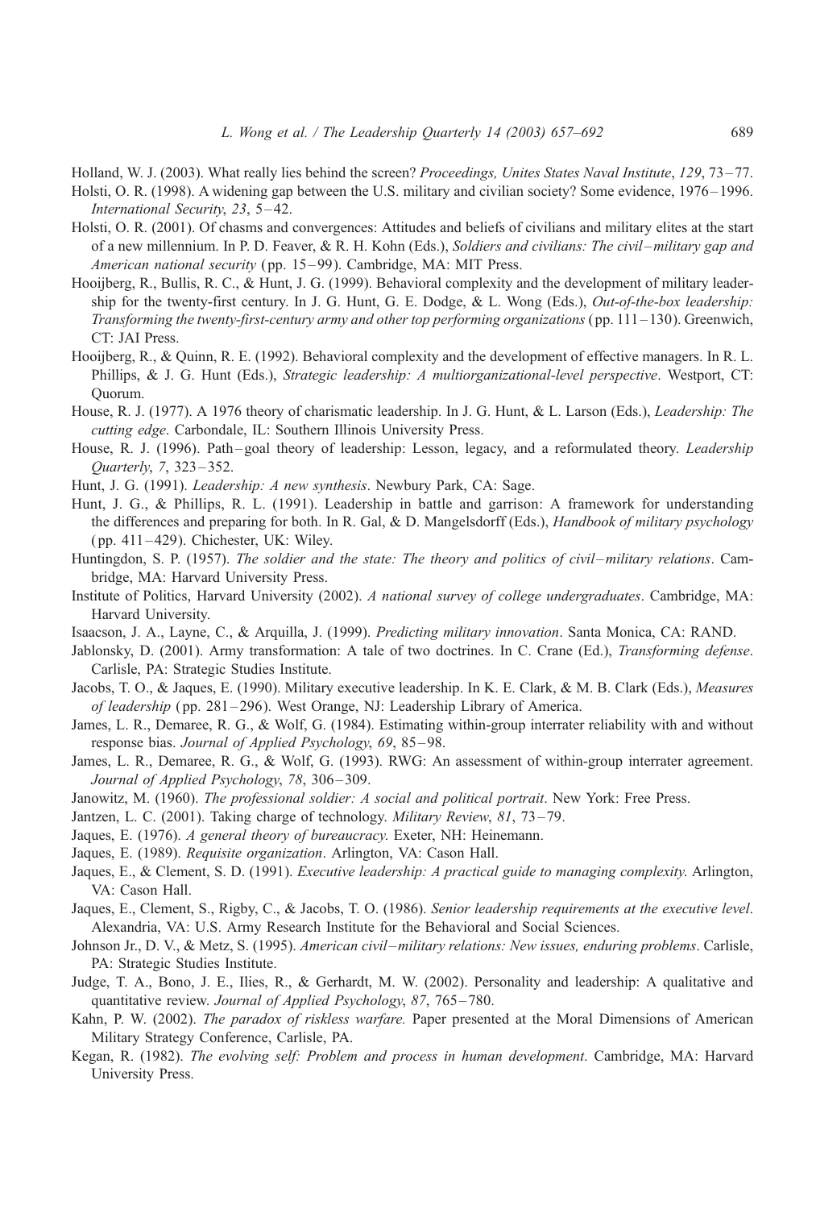Holland, W. J. (2003). What really lies behind the screen? *Proceedings, Unites States Naval Institute*, *129*, 73–77.

Holsti, O. R. (1998). A widening gap between the U.S. military and civilian society? Some evidence, 1976–1996. *International Security*, *23*, 5–42.

Holsti, O. R. (2001). Of chasms and convergences: Attitudes and beliefs of civilians and military elites at the start of a new millennium. In P. D. Feaver, & R. H. Kohn (Eds.), *Soldiers and civilians: The civil–military gap and American national security* (pp. 15–99). Cambridge, MA: MIT Press.

Hooijberg, R., Bullis, R. C., & Hunt, J. G. (1999). Behavioral complexity and the development of military leadership for the twenty-first century. In J. G. Hunt, G. E. Dodge, & L. Wong (Eds.), *Out-of-the-box leadership: Transforming the twenty-first-century army and other top performing organizations* (pp. 111–130). Greenwich, CT: JAI Press.

Hooijberg, R., & Quinn, R. E. (1992). Behavioral complexity and the development of effective managers. In R. L. Phillips, & J. G. Hunt (Eds.), *Strategic leadership: A multiorganizational-level perspective*. Westport, CT: Quorum.

House, R. J. (1977). A 1976 theory of charismatic leadership. In J. G. Hunt, & L. Larson (Eds.), *Leadership: The cutting edge*. Carbondale, IL: Southern Illinois University Press.

House, R. J. (1996). Path–goal theory of leadership: Lesson, legacy, and a reformulated theory. *Leadership Quarterly*, *7*, 323–352.

Hunt, J. G. (1991). *Leadership: A new synthesis*. Newbury Park, CA: Sage.

Hunt, J. G., & Phillips, R. L. (1991). Leadership in battle and garrison: A framework for understanding the differences and preparing for both. In R. Gal, & D. Mangelsdorff (Eds.), *Handbook of military psychology* (pp. 411–429). Chichester, UK: Wiley.

Huntingdon, S. P. (1957). *The soldier and the state: The theory and politics of civil–military relations*. Cambridge, MA: Harvard University Press.

Institute of Politics, Harvard University (2002). *A national survey of college undergraduates*. Cambridge, MA: Harvard University.

Isaacson, J. A., Layne, C., & Arquilla, J. (1999). *Predicting military innovation*. Santa Monica, CA: RAND.

Jablonsky, D. (2001). Army transformation: A tale of two doctrines. In C. Crane (Ed.), *Transforming defense*. Carlisle, PA: Strategic Studies Institute.

Jacobs, T. O., & Jaques, E. (1990). Military executive leadership. In K. E. Clark, & M. B. Clark (Eds.), *Measures of leadership* (pp. 281–296). West Orange, NJ: Leadership Library of America.

James, L. R., Demaree, R. G., & Wolf, G. (1984). Estimating within-group interrater reliability with and without response bias. *Journal of Applied Psychology*, *69*, 85–98.

James, L. R., Demaree, R. G., & Wolf, G. (1993). RWG: An assessment of within-group interrater agreement. *Journal of Applied Psychology*, *78*, 306–309.

Janowitz, M. (1960). *The professional soldier: A social and political portrait*. New York: Free Press.

Jantzen, L. C. (2001). Taking charge of technology. *Military Review*, *81*, 73–79.

Jaques, E. (1976). *A general theory of bureaucracy*. Exeter, NH: Heinemann.

Jaques, E. (1989). *Requisite organization*. Arlington, VA: Cason Hall.

Jaques, E., & Clement, S. D. (1991). *Executive leadership: A practical guide to managing complexity*. Arlington, VA: Cason Hall.

Jaques, E., Clement, S., Rigby, C., & Jacobs, T. O. (1986). *Senior leadership requirements at the executive level*. Alexandria, VA: U.S. Army Research Institute for the Behavioral and Social Sciences.

Johnson Jr., D. V., & Metz, S. (1995). *American civil–military relations: New issues, enduring problems*. Carlisle, PA: Strategic Studies Institute.

Judge, T. A., Bono, J. E., Ilies, R., & Gerhardt, M. W. (2002). Personality and leadership: A qualitative and quantitative review. *Journal of Applied Psychology*, *87*, 765–780.

Kahn, P. W. (2002). *The paradox of riskless warfare.* Paper presented at the Moral Dimensions of American Military Strategy Conference, Carlisle, PA.

Kegan, R. (1982). *The evolving self: Problem and process in human development*. Cambridge, MA: Harvard University Press.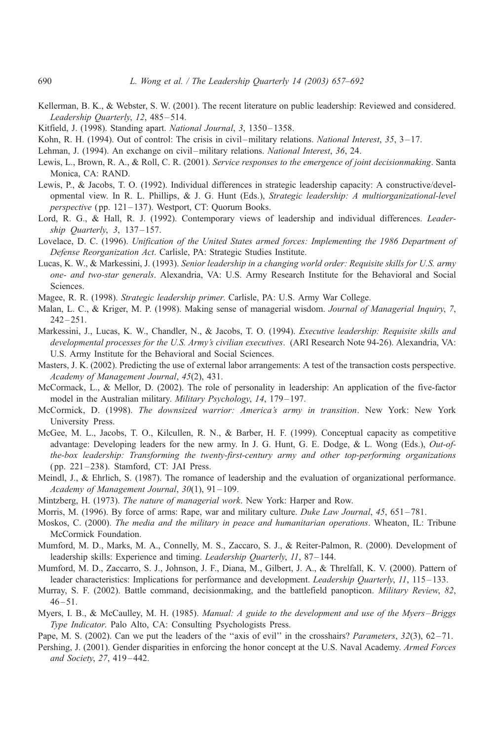Kellerman, B. K., & Webster, S. W. (2001). The recent literature on public leadership: Reviewed and considered. *Leadership Quarterly*, *12*, 485–514.

Kitfield, J. (1998). Standing apart. *National Journal*, *3*, 1350–1358.

Kohn, R. H. (1994). Out of control: The crisis in civil–military relations. *National Interest*, *35*, 3–17.

Lehman, J. (1994). An exchange on civil–military relations. *National Interest*, *36*, 24.

Lewis, L., Brown, R. A., & Roll, C. R. (2001). *Service responses to the emergence of joint decisionmaking*. Santa Monica, CA: RAND.

Lewis, P., & Jacobs, T. O. (1992). Individual differences in strategic leadership capacity: A constructive/developmental view. In R. L. Phillips, & J. G. Hunt (Eds.), *Strategic leadership: A multiorganizational-level perspective* (pp. 121–137). Westport, CT: Quorum Books.

Lord, R. G., & Hall, R. J. (1992). Contemporary views of leadership and individual differences. *Leadership Quarterly*, *3*, 137–157.

Lovelace, D. C. (1996). *Unification of the United States armed forces: Implementing the 1986 Department of Defense Reorganization Act*. Carlisle, PA: Strategic Studies Institute.

Lucas, K. W., & Markessini, J. (1993). *Senior leadership in a changing world order: Requisite skills for U.S. army one- and two-star generals*. Alexandria, VA: U.S. Army Research Institute for the Behavioral and Social Sciences.

Magee, R. R. (1998). *Strategic leadership primer.* Carlisle, PA: U.S. Army War College.

Malan, L. C., & Kriger, M. P. (1998). Making sense of managerial wisdom. *Journal of Managerial Inquiry*, *7*, 242–251.

Markessini, J., Lucas, K. W., Chandler, N., & Jacobs, T. O. (1994). *Executive leadership: Requisite skills and developmental processes for the U.S. Army's civilian executives*. (ARI Research Note 94-26). Alexandria, VA: U.S. Army Institute for the Behavioral and Social Sciences.

Masters, J. K. (2002). Predicting the use of external labor arrangements: A test of the transaction costs perspective. *Academy of Management Journal*, *45*(2), 431.

McCormack, L., & Mellor, D. (2002). The role of personality in leadership: An application of the five-factor model in the Australian military. *Military Psychology*, *14*, 179–197.

McCormick, D. (1998). *The downsized warrior: America's army in transition*. New York: New York University Press.

McGee, M. L., Jacobs, T. O., Kilcullen, R. N., & Barber, H. F. (1999). Conceptual capacity as competitive advantage: Developing leaders for the new army. In J. G. Hunt, G. E. Dodge, & L. Wong (Eds.), *Out-of-the-box leadership: Transforming the twenty-first-century army and other top-performing organizations* (pp. 221–238). Stamford, CT: JAI Press.

Meindl, J., & Ehrlich, S. (1987). The romance of leadership and the evaluation of organizational performance. *Academy of Management Journal*, *30*(1), 91–109.

Mintzberg, H. (1973). *The nature of managerial work*. New York: Harper and Row.

Morris, M. (1996). By force of arms: Rape, war and military culture. *Duke Law Journal*, *45*, 651–781.

Moskos, C. (2000). *The media and the military in peace and humanitarian operations*. Wheaton, IL: Tribune McCormick Foundation.

Mumford, M. D., Marks, M. A., Connelly, M. S., Zaccaro, S. J., & Reiter-Palmon, R. (2000). Development of leadership skills: Experience and timing. *Leadership Quarterly*, *11*, 87–144.

Mumford, M. D., Zaccarro, S. J., Johnson, J. F., Diana, M., Gilbert, J. A., & Threlfall, K. V. (2000). Pattern of leader characteristics: Implications for performance and development. *Leadership Quarterly*, *11*, 115–133.

Murray, S. F. (2002). Battle command, decisionmaking, and the battlefield panopticon. *Military Review*, *82*, 46–51.

Myers, I. B., & McCaulley, M. H. (1985). *Manual: A guide to the development and use of the Myers–Briggs Type Indicator*. Palo Alto, CA: Consulting Psychologists Press.

Pape, M. S. (2002). Can we put the leaders of the ''axis of evil'' in the crosshairs? *Parameters*, *32*(3), 62–71.

Pershing, J. (2001). Gender disparities in enforcing the honor concept at the U.S. Naval Academy. *Armed Forces and Society*, *27*, 419–442.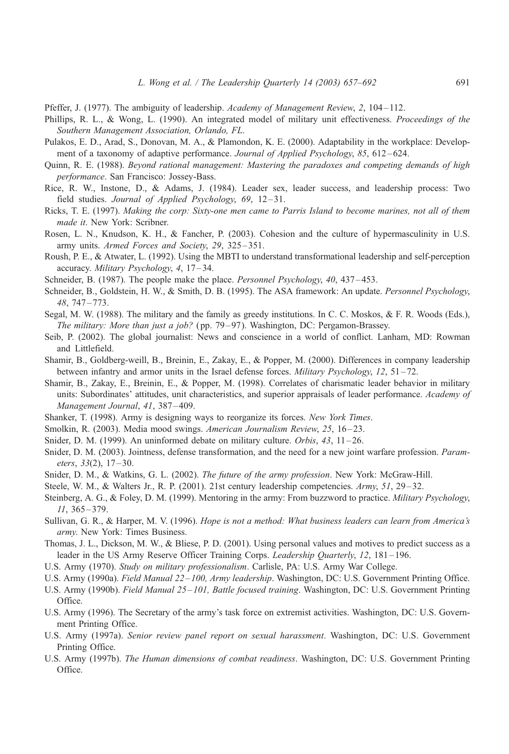Pfeffer, J. (1977). The ambiguity of leadership. *Academy of Management Review*, *2*, 104–112.

Phillips, R. L., & Wong, L. (1990). An integrated model of military unit effectiveness. *Proceedings of the Southern Management Association, Orlando, FL*.

Pulakos, E. D., Arad, S., Donovan, M. A., & Plamondon, K. E. (2000). Adaptability in the workplace: Development of a taxonomy of adaptive performance. *Journal of Applied Psychology*, *85*, 612–624.

Quinn, R. E. (1988). *Beyond rational management: Mastering the paradoxes and competing demands of high performance*. San Francisco: Jossey-Bass.

Rice, R. W., Instone, D., & Adams, J. (1984). Leader sex, leader success, and leadership process: Two field studies. *Journal of Applied Psychology*, *69*, 12–31.

Ricks, T. E. (1997). *Making the corp: Sixty-one men came to Parris Island to become marines, not all of them made it*. New York: Scribner.

Rosen, L. N., Knudson, K. H., & Fancher, P. (2003). Cohesion and the culture of hypermasculinity in U.S. army units. *Armed Forces and Society*, *29*, 325–351.

Roush, P. E., & Atwater, L. (1992). Using the MBTI to understand transformational leadership and self-perception accuracy. *Military Psychology*, *4*, 17–34.

Schneider, B. (1987). The people make the place. *Personnel Psychology*, *40*, 437–453.

Schneider, B., Goldstein, H. W., & Smith, D. B. (1995). The ASA framework: An update. *Personnel Psychology*, *48*, 747–773.

Segal, M. W. (1988). The military and the family as greedy institutions. In C. C. Moskos, & F. R. Woods (Eds.), *The military: More than just a job?* (pp. 79–97). Washington, DC: Pergamon-Brassey.

Seib, P. (2002). The global journalist: News and conscience in a world of conflict. Lanham, MD: Rowman and Littlefield.

Shamir, B., Goldberg-weill, B., Breinin, E., Zakay, E., & Popper, M. (2000). Differences in company leadership between infantry and armor units in the Israel defense forces. *Military Psychology*, *12*, 51–72.

Shamir, B., Zakay, E., Breinin, E., & Popper, M. (1998). Correlates of charismatic leader behavior in military units: Subordinates' attitudes, unit characteristics, and superior appraisals of leader performance. *Academy of Management Journal*, *41*, 387–409.

Shanker, T. (1998). Army is designing ways to reorganize its forces. *New York Times*.

Smolkin, R. (2003). Media mood swings. *American Journalism Review*, *25*, 16–23.

Snider, D. M. (1999). An uninformed debate on military culture. *Orbis*, *43*, 11–26.

Snider, D. M. (2003). Jointness, defense transformation, and the need for a new joint warfare profession. *Parameters*, *33*(2), 17–30.

Snider, D. M., & Watkins, G. L. (2002). *The future of the army profession*. New York: McGraw-Hill.

Steele, W. M., & Walters Jr., R. P. (2001). 21st century leadership competencies. *Army*, *51*, 29–32.

Steinberg, A. G., & Foley, D. M. (1999). Mentoring in the army: From buzzword to practice. *Military Psychology*, *11*, 365–379.

Sullivan, G. R., & Harper, M. V. (1996). *Hope is not a method: What business leaders can learn from America's army*. New York: Times Business.

Thomas, J. L., Dickson, M. W., & Bliese, P. D. (2001). Using personal values and motives to predict success as a leader in the US Army Reserve Officer Training Corps. *Leadership Quarterly*, *12*, 181–196.

U.S. Army (1970). *Study on military professionalism*. Carlisle, PA: U.S. Army War College.

U.S. Army (1990a). *Field Manual 22–100, Army leadership*. Washington, DC: U.S. Government Printing Office.

U.S. Army (1990b). *Field Manual 25–101, Battle focused training*. Washington, DC: U.S. Government Printing Office.

U.S. Army (1996). The Secretary of the army's task force on extremist activities. Washington, DC: U.S. Government Printing Office.

U.S. Army (1997a). *Senior review panel report on sexual harassment*. Washington, DC: U.S. Government Printing Office.

U.S. Army (1997b). *The Human dimensions of combat readiness*. Washington, DC: U.S. Government Printing Office.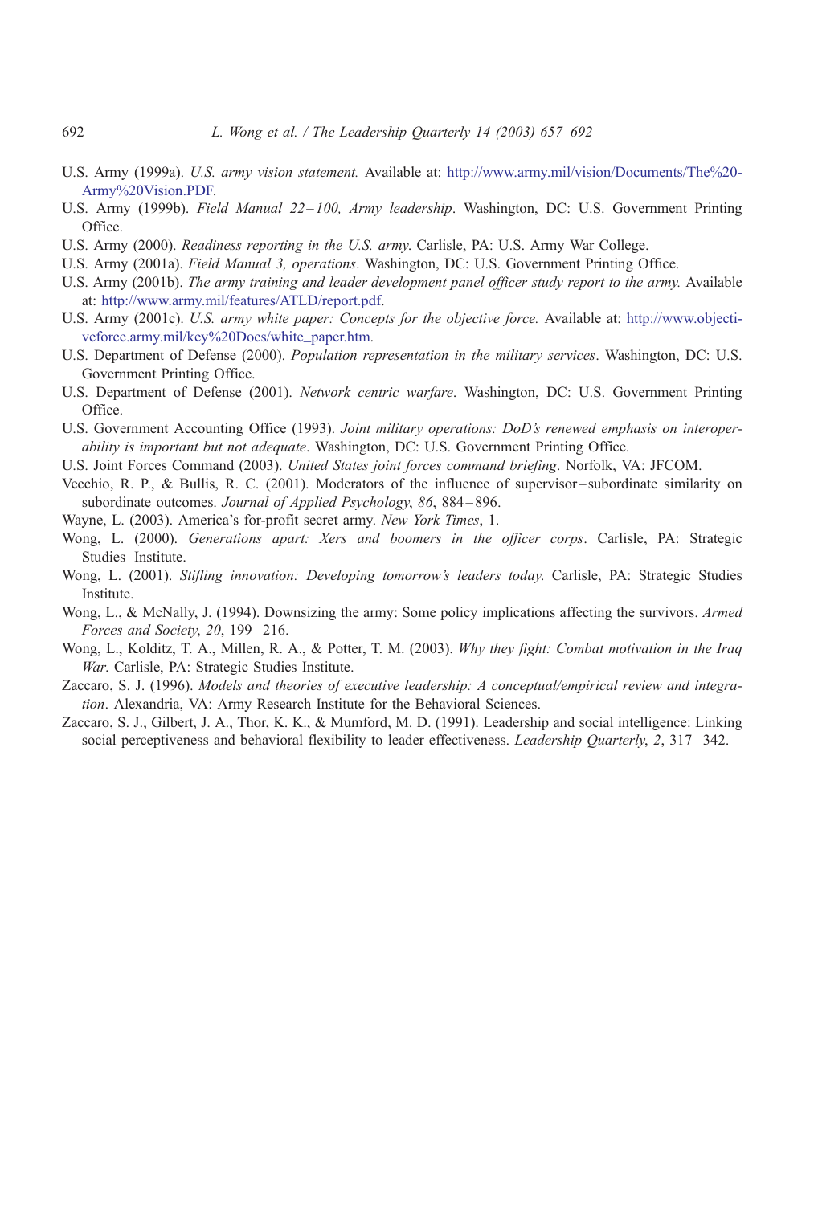U.S. Army (1999a). *U.S. army vision statement.* Available at: http://www.army.mil/vision/Documents/The%20-Army%20Vision.PDF.

U.S. Army (1999b). *Field Manual 22–100, Army leadership*. Washington, DC: U.S. Government Printing Office.

U.S. Army (2000). *Readiness reporting in the U.S. army*. Carlisle, PA: U.S. Army War College.

U.S. Army (2001a). *Field Manual 3, operations*. Washington, DC: U.S. Government Printing Office.

U.S. Army (2001b). *The army training and leader development panel officer study report to the army.* Available at: http://www.army.mil/features/ATLD/report.pdf.

U.S. Army (2001c). *U.S. army white paper: Concepts for the objective force.* Available at: http://www.objectiveforce.army.mil/key%20Docs/white_paper.htm.

U.S. Department of Defense (2000). *Population representation in the military services*. Washington, DC: U.S. Government Printing Office.

U.S. Department of Defense (2001). *Network centric warfare*. Washington, DC: U.S. Government Printing Office.

U.S. Government Accounting Office (1993). *Joint military operations: DoD's renewed emphasis on interoperability is important but not adequate*. Washington, DC: U.S. Government Printing Office.

U.S. Joint Forces Command (2003). *United States joint forces command briefing*. Norfolk, VA: JFCOM.

Vecchio, R. P., & Bullis, R. C. (2001). Moderators of the influence of supervisor–subordinate similarity on subordinate outcomes. *Journal of Applied Psychology*, *86*, 884–896.

Wayne, L. (2003). America's for-profit secret army. *New York Times*, 1.

Wong, L. (2000). *Generations apart: Xers and boomers in the officer corps*. Carlisle, PA: Strategic Studies Institute.

Wong, L. (2001). *Stifling innovation: Developing tomorrow's leaders today.* Carlisle, PA: Strategic Studies Institute.

Wong, L., & McNally, J. (1994). Downsizing the army: Some policy implications affecting the survivors. *Armed Forces and Society*, *20*, 199–216.

Wong, L., Kolditz, T. A., Millen, R. A., & Potter, T. M. (2003). *Why they fight: Combat motivation in the Iraq War*. Carlisle, PA: Strategic Studies Institute.

Zaccaro, S. J. (1996). *Models and theories of executive leadership: A conceptual/empirical review and integration*. Alexandria, VA: Army Research Institute for the Behavioral Sciences.

Zaccaro, S. J., Gilbert, J. A., Thor, K. K., & Mumford, M. D. (1991). Leadership and social intelligence: Linking social perceptiveness and behavioral flexibility to leader effectiveness. *Leadership Quarterly*, *2*, 317–342.